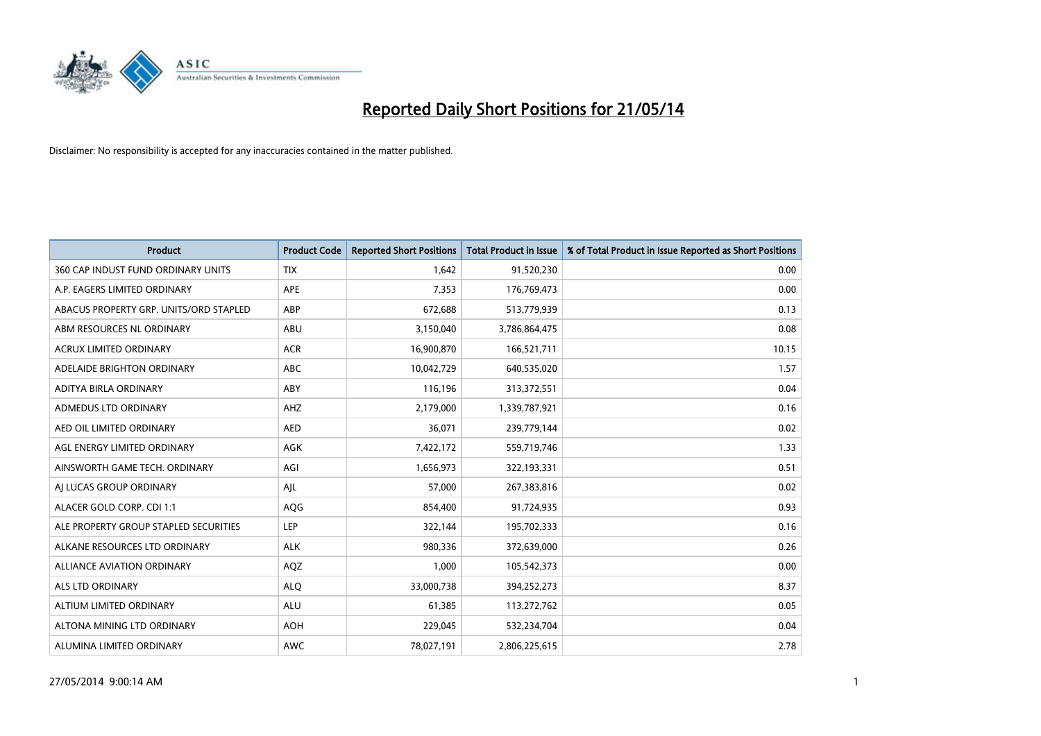# Reported Daily Short Positions for 21/05/14

Disclaimer: No responsibility is accepted for any inaccuracies contained in the matter published.

| Product | Product Code | Reported Short Positions | Total Product in Issue | % of Total Product in Issue Reported as Short Positions |
|---|---|---|---|---|
| 360 CAP INDUST FUND ORDINARY UNITS | TIX | 1,642 | 91,520,230 | 0.00 |
| A.P. EAGERS LIMITED ORDINARY | APE | 7,353 | 176,769,473 | 0.00 |
| ABACUS PROPERTY GRP. UNITS/ORD STAPLED | ABP | 672,688 | 513,779,939 | 0.13 |
| ABM RESOURCES NL ORDINARY | ABU | 3,150,040 | 3,786,864,475 | 0.08 |
| ACRUX LIMITED ORDINARY | ACR | 16,900,870 | 166,521,711 | 10.15 |
| ADELAIDE BRIGHTON ORDINARY | ABC | 10,042,729 | 640,535,020 | 1.57 |
| ADITYA BIRLA ORDINARY | ABY | 116,196 | 313,372,551 | 0.04 |
| ADMEDUS LTD ORDINARY | AHZ | 2,179,000 | 1,339,787,921 | 0.16 |
| AED OIL LIMITED ORDINARY | AED | 36,071 | 239,779,144 | 0.02 |
| AGL ENERGY LIMITED ORDINARY | AGK | 7,422,172 | 559,719,746 | 1.33 |
| AINSWORTH GAME TECH. ORDINARY | AGI | 1,656,973 | 322,193,331 | 0.51 |
| AJ LUCAS GROUP ORDINARY | AJL | 57,000 | 267,383,816 | 0.02 |
| ALACER GOLD CORP. CDI 1:1 | AQG | 854,400 | 91,724,935 | 0.93 |
| ALE PROPERTY GROUP STAPLED SECURITIES | LEP | 322,144 | 195,702,333 | 0.16 |
| ALKANE RESOURCES LTD ORDINARY | ALK | 980,336 | 372,639,000 | 0.26 |
| ALLIANCE AVIATION ORDINARY | AQZ | 1,000 | 105,542,373 | 0.00 |
| ALS LTD ORDINARY | ALQ | 33,000,738 | 394,252,273 | 8.37 |
| ALTIUM LIMITED ORDINARY | ALU | 61,385 | 113,272,762 | 0.05 |
| ALTONA MINING LTD ORDINARY | AOH | 229,045 | 532,234,704 | 0.04 |
| ALUMINA LIMITED ORDINARY | AWC | 78,027,191 | 2,806,225,615 | 2.78 |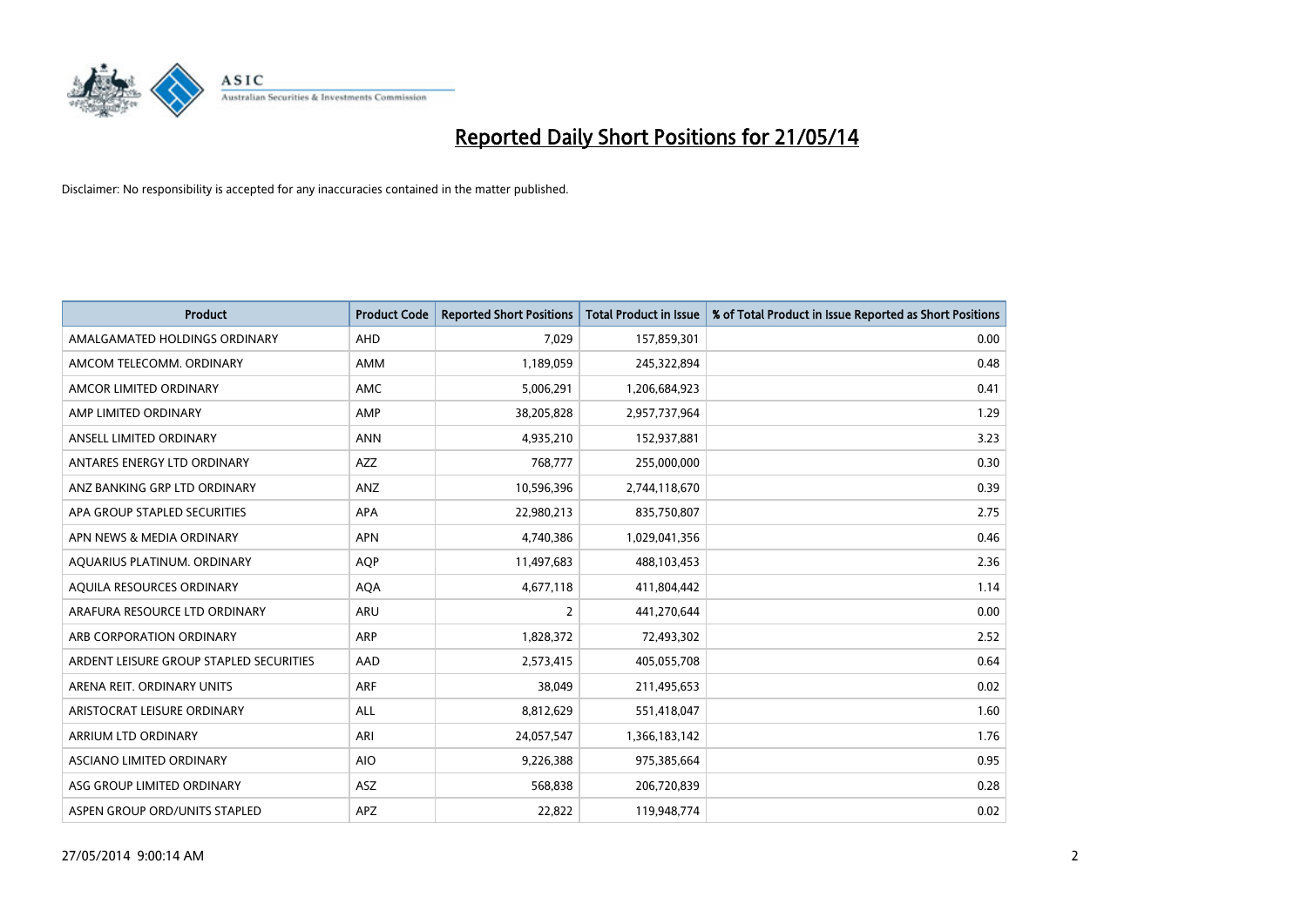# Reported Daily Short Positions for 21/05/14

Disclaimer: No responsibility is accepted for any inaccuracies contained in the matter published.

| Product | Product Code | Reported Short Positions | Total Product in Issue | % of Total Product in Issue Reported as Short Positions |
|---|---|---|---|---|
| AMALGAMATED HOLDINGS ORDINARY | AHD | 7,029 | 157,859,301 | 0.00 |
| AMCOM TELECOMM. ORDINARY | AMM | 1,189,059 | 245,322,894 | 0.48 |
| AMCOR LIMITED ORDINARY | AMC | 5,006,291 | 1,206,684,923 | 0.41 |
| AMP LIMITED ORDINARY | AMP | 38,205,828 | 2,957,737,964 | 1.29 |
| ANSELL LIMITED ORDINARY | ANN | 4,935,210 | 152,937,881 | 3.23 |
| ANTARES ENERGY LTD ORDINARY | AZZ | 768,777 | 255,000,000 | 0.30 |
| ANZ BANKING GRP LTD ORDINARY | ANZ | 10,596,396 | 2,744,118,670 | 0.39 |
| APA GROUP STAPLED SECURITIES | APA | 22,980,213 | 835,750,807 | 2.75 |
| APN NEWS & MEDIA ORDINARY | APN | 4,740,386 | 1,029,041,356 | 0.46 |
| AQUARIUS PLATINUM. ORDINARY | AQP | 11,497,683 | 488,103,453 | 2.36 |
| AQUILA RESOURCES ORDINARY | AQA | 4,677,118 | 411,804,442 | 1.14 |
| ARAFURA RESOURCE LTD ORDINARY | ARU | 2 | 441,270,644 | 0.00 |
| ARB CORPORATION ORDINARY | ARP | 1,828,372 | 72,493,302 | 2.52 |
| ARDENT LEISURE GROUP STAPLED SECURITIES | AAD | 2,573,415 | 405,055,708 | 0.64 |
| ARENA REIT. ORDINARY UNITS | ARF | 38,049 | 211,495,653 | 0.02 |
| ARISTOCRAT LEISURE ORDINARY | ALL | 8,812,629 | 551,418,047 | 1.60 |
| ARRIUM LTD ORDINARY | ARI | 24,057,547 | 1,366,183,142 | 1.76 |
| ASCIANO LIMITED ORDINARY | AIO | 9,226,388 | 975,385,664 | 0.95 |
| ASG GROUP LIMITED ORDINARY | ASZ | 568,838 | 206,720,839 | 0.28 |
| ASPEN GROUP ORD/UNITS STAPLED | APZ | 22,822 | 119,948,774 | 0.02 |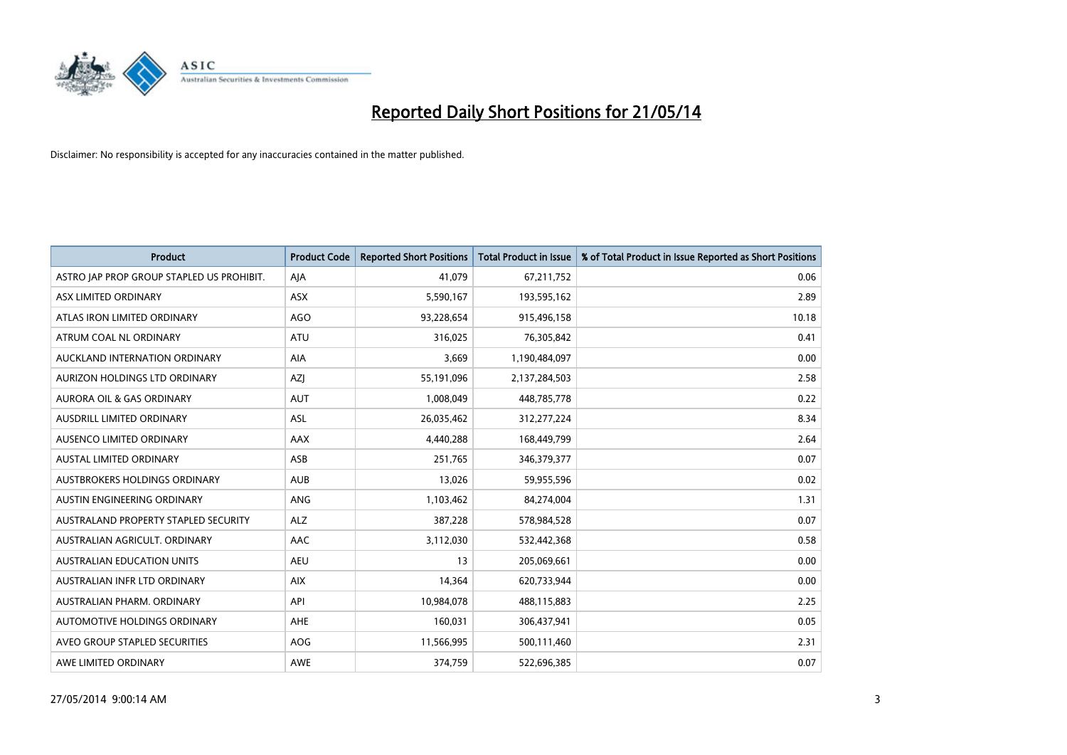# Reported Daily Short Positions for 21/05/14

Disclaimer: No responsibility is accepted for any inaccuracies contained in the matter published.

| Product | Product Code | Reported Short Positions | Total Product in Issue | % of Total Product in Issue Reported as Short Positions |
|---|---|---|---|---|
| ASTRO JAP PROP GROUP STAPLED US PROHIBIT. | AJA | 41,079 | 67,211,752 | 0.06 |
| ASX LIMITED ORDINARY | ASX | 5,590,167 | 193,595,162 | 2.89 |
| ATLAS IRON LIMITED ORDINARY | AGO | 93,228,654 | 915,496,158 | 10.18 |
| ATRUM COAL NL ORDINARY | ATU | 316,025 | 76,305,842 | 0.41 |
| AUCKLAND INTERNATION ORDINARY | AIA | 3,669 | 1,190,484,097 | 0.00 |
| AURIZON HOLDINGS LTD ORDINARY | AZJ | 55,191,096 | 2,137,284,503 | 2.58 |
| AURORA OIL & GAS ORDINARY | AUT | 1,008,049 | 448,785,778 | 0.22 |
| AUSDRILL LIMITED ORDINARY | ASL | 26,035,462 | 312,277,224 | 8.34 |
| AUSENCO LIMITED ORDINARY | AAX | 4,440,288 | 168,449,799 | 2.64 |
| AUSTAL LIMITED ORDINARY | ASB | 251,765 | 346,379,377 | 0.07 |
| AUSTBROKERS HOLDINGS ORDINARY | AUB | 13,026 | 59,955,596 | 0.02 |
| AUSTIN ENGINEERING ORDINARY | ANG | 1,103,462 | 84,274,004 | 1.31 |
| AUSTRALAND PROPERTY STAPLED SECURITY | ALZ | 387,228 | 578,984,528 | 0.07 |
| AUSTRALIAN AGRICULT. ORDINARY | AAC | 3,112,030 | 532,442,368 | 0.58 |
| AUSTRALIAN EDUCATION UNITS | AEU | 13 | 205,069,661 | 0.00 |
| AUSTRALIAN INFR LTD ORDINARY | AIX | 14,364 | 620,733,944 | 0.00 |
| AUSTRALIAN PHARM. ORDINARY | API | 10,984,078 | 488,115,883 | 2.25 |
| AUTOMOTIVE HOLDINGS ORDINARY | AHE | 160,031 | 306,437,941 | 0.05 |
| AVEO GROUP STAPLED SECURITIES | AOG | 11,566,995 | 500,111,460 | 2.31 |
| AWE LIMITED ORDINARY | AWE | 374,759 | 522,696,385 | 0.07 |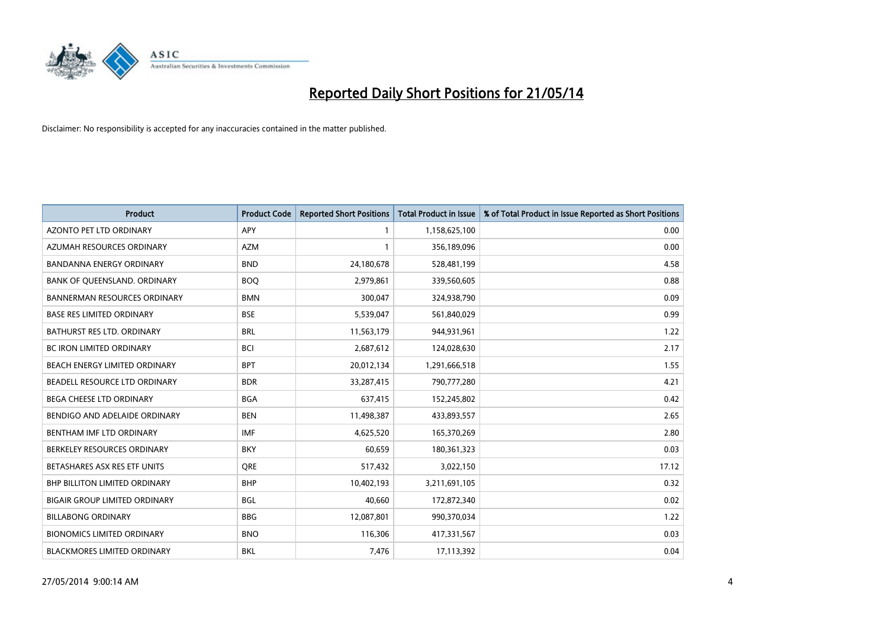# Reported Daily Short Positions for 21/05/14

Disclaimer: No responsibility is accepted for any inaccuracies contained in the matter published.

| Product | Product Code | Reported Short Positions | Total Product in Issue | % of Total Product in Issue Reported as Short Positions |
|---|---|---|---|---|
| AZONTO PET LTD ORDINARY | APY | 1 | 1,158,625,100 | 0.00 |
| AZUMAH RESOURCES ORDINARY | AZM | 1 | 356,189,096 | 0.00 |
| BANDANNA ENERGY ORDINARY | BND | 24,180,678 | 528,481,199 | 4.58 |
| BANK OF QUEENSLAND. ORDINARY | BOQ | 2,979,861 | 339,560,605 | 0.88 |
| BANNERMAN RESOURCES ORDINARY | BMN | 300,047 | 324,938,790 | 0.09 |
| BASE RES LIMITED ORDINARY | BSE | 5,539,047 | 561,840,029 | 0.99 |
| BATHURST RES LTD. ORDINARY | BRL | 11,563,179 | 944,931,961 | 1.22 |
| BC IRON LIMITED ORDINARY | BCI | 2,687,612 | 124,028,630 | 2.17 |
| BEACH ENERGY LIMITED ORDINARY | BPT | 20,012,134 | 1,291,666,518 | 1.55 |
| BEADELL RESOURCE LTD ORDINARY | BDR | 33,287,415 | 790,777,280 | 4.21 |
| BEGA CHEESE LTD ORDINARY | BGA | 637,415 | 152,245,802 | 0.42 |
| BENDIGO AND ADELAIDE ORDINARY | BEN | 11,498,387 | 433,893,557 | 2.65 |
| BENTHAM IMF LTD ORDINARY | IMF | 4,625,520 | 165,370,269 | 2.80 |
| BERKELEY RESOURCES ORDINARY | BKY | 60,659 | 180,361,323 | 0.03 |
| BETASHARES ASX RES ETF UNITS | QRE | 517,432 | 3,022,150 | 17.12 |
| BHP BILLITON LIMITED ORDINARY | BHP | 10,402,193 | 3,211,691,105 | 0.32 |
| BIGAIR GROUP LIMITED ORDINARY | BGL | 40,660 | 172,872,340 | 0.02 |
| BILLABONG ORDINARY | BBG | 12,087,801 | 990,370,034 | 1.22 |
| BIONOMICS LIMITED ORDINARY | BNO | 116,306 | 417,331,567 | 0.03 |
| BLACKMORES LIMITED ORDINARY | BKL | 7,476 | 17,113,392 | 0.04 |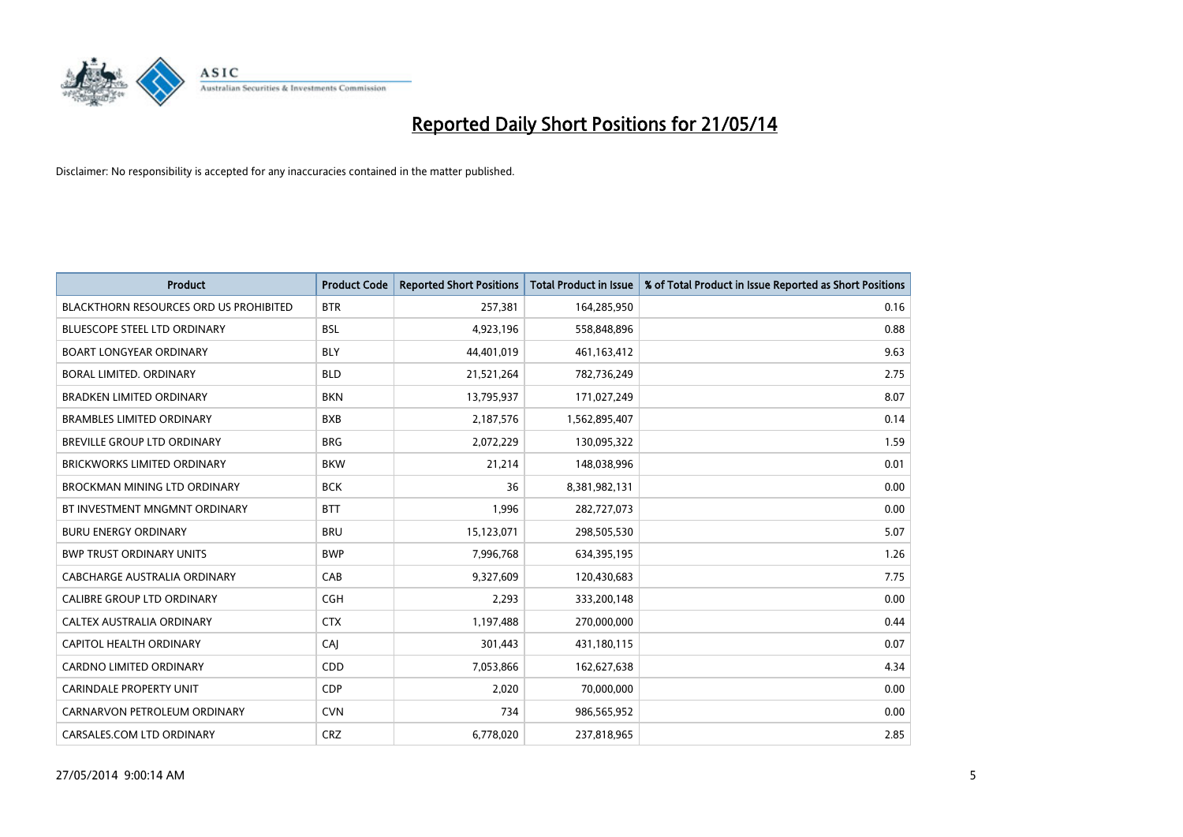# Reported Daily Short Positions for 21/05/14

Disclaimer: No responsibility is accepted for any inaccuracies contained in the matter published.

| Product | Product Code | Reported Short Positions | Total Product in Issue | % of Total Product in Issue Reported as Short Positions |
|---|---|---|---|---|
| BLACKTHORN RESOURCES ORD US PROHIBITED | BTR | 257,381 | 164,285,950 | 0.16 |
| BLUESCOPE STEEL LTD ORDINARY | BSL | 4,923,196 | 558,848,896 | 0.88 |
| BOART LONGYEAR ORDINARY | BLY | 44,401,019 | 461,163,412 | 9.63 |
| BORAL LIMITED. ORDINARY | BLD | 21,521,264 | 782,736,249 | 2.75 |
| BRADKEN LIMITED ORDINARY | BKN | 13,795,937 | 171,027,249 | 8.07 |
| BRAMBLES LIMITED ORDINARY | BXB | 2,187,576 | 1,562,895,407 | 0.14 |
| BREVILLE GROUP LTD ORDINARY | BRG | 2,072,229 | 130,095,322 | 1.59 |
| BRICKWORKS LIMITED ORDINARY | BKW | 21,214 | 148,038,996 | 0.01 |
| BROCKMAN MINING LTD ORDINARY | BCK | 36 | 8,381,982,131 | 0.00 |
| BT INVESTMENT MNGMNT ORDINARY | BTT | 1,996 | 282,727,073 | 0.00 |
| BURU ENERGY ORDINARY | BRU | 15,123,071 | 298,505,530 | 5.07 |
| BWP TRUST ORDINARY UNITS | BWP | 7,996,768 | 634,395,195 | 1.26 |
| CABCHARGE AUSTRALIA ORDINARY | CAB | 9,327,609 | 120,430,683 | 7.75 |
| CALIBRE GROUP LTD ORDINARY | CGH | 2,293 | 333,200,148 | 0.00 |
| CALTEX AUSTRALIA ORDINARY | CTX | 1,197,488 | 270,000,000 | 0.44 |
| CAPITOL HEALTH ORDINARY | CAJ | 301,443 | 431,180,115 | 0.07 |
| CARDNO LIMITED ORDINARY | CDD | 7,053,866 | 162,627,638 | 4.34 |
| CARINDALE PROPERTY UNIT | CDP | 2,020 | 70,000,000 | 0.00 |
| CARNARVON PETROLEUM ORDINARY | CVN | 734 | 986,565,952 | 0.00 |
| CARSALES.COM LTD ORDINARY | CRZ | 6,778,020 | 237,818,965 | 2.85 |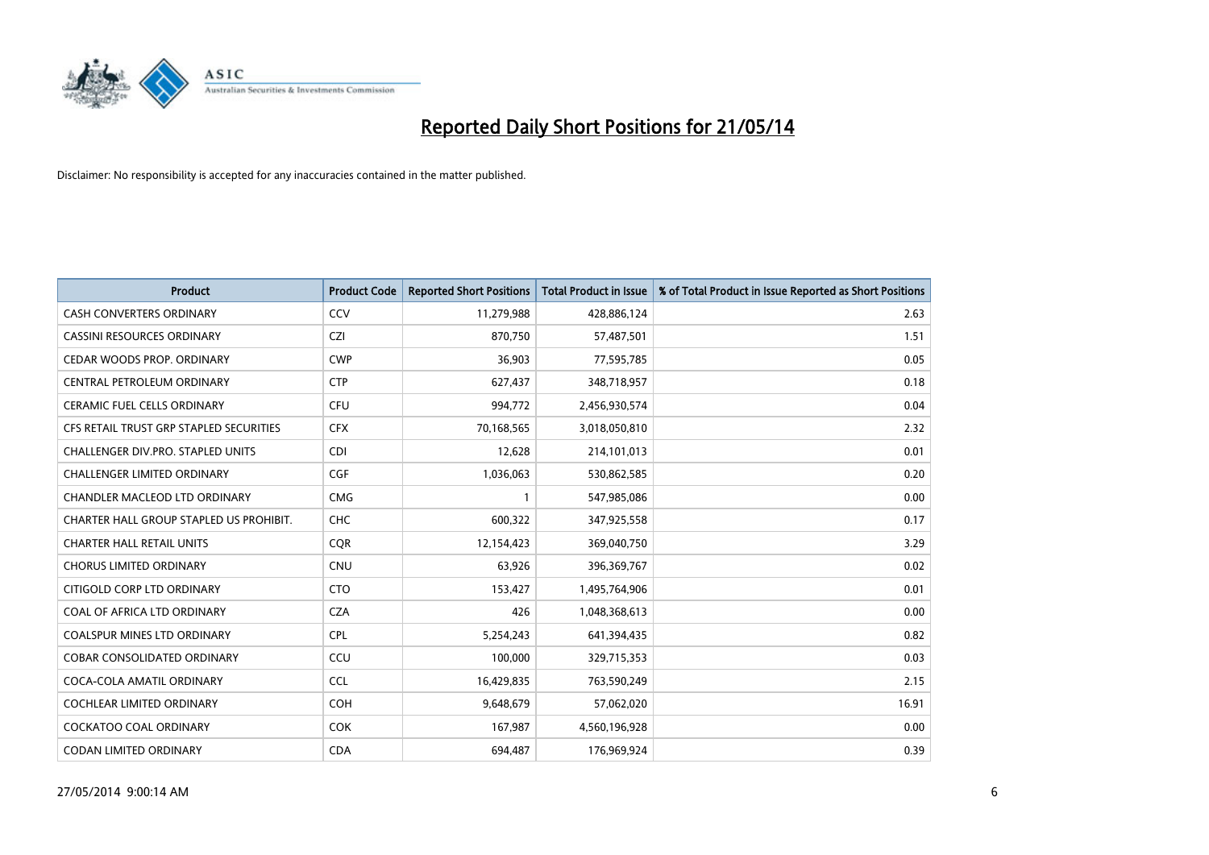# Reported Daily Short Positions for 21/05/14

Disclaimer: No responsibility is accepted for any inaccuracies contained in the matter published.

| Product | Product Code | Reported Short Positions | Total Product in Issue | % of Total Product in Issue Reported as Short Positions |
|---|---|---|---|---|
| CASH CONVERTERS ORDINARY | CCV | 11,279,988 | 428,886,124 | 2.63 |
| CASSINI RESOURCES ORDINARY | CZI | 870,750 | 57,487,501 | 1.51 |
| CEDAR WOODS PROP. ORDINARY | CWP | 36,903 | 77,595,785 | 0.05 |
| CENTRAL PETROLEUM ORDINARY | CTP | 627,437 | 348,718,957 | 0.18 |
| CERAMIC FUEL CELLS ORDINARY | CFU | 994,772 | 2,456,930,574 | 0.04 |
| CFS RETAIL TRUST GRP STAPLED SECURITIES | CFX | 70,168,565 | 3,018,050,810 | 2.32 |
| CHALLENGER DIV.PRO. STAPLED UNITS | CDI | 12,628 | 214,101,013 | 0.01 |
| CHALLENGER LIMITED ORDINARY | CGF | 1,036,063 | 530,862,585 | 0.20 |
| CHANDLER MACLEOD LTD ORDINARY | CMG | 1 | 547,985,086 | 0.00 |
| CHARTER HALL GROUP STAPLED US PROHIBIT. | CHC | 600,322 | 347,925,558 | 0.17 |
| CHARTER HALL RETAIL UNITS | CQR | 12,154,423 | 369,040,750 | 3.29 |
| CHORUS LIMITED ORDINARY | CNU | 63,926 | 396,369,767 | 0.02 |
| CITIGOLD CORP LTD ORDINARY | CTO | 153,427 | 1,495,764,906 | 0.01 |
| COAL OF AFRICA LTD ORDINARY | CZA | 426 | 1,048,368,613 | 0.00 |
| COALSPUR MINES LTD ORDINARY | CPL | 5,254,243 | 641,394,435 | 0.82 |
| COBAR CONSOLIDATED ORDINARY | CCU | 100,000 | 329,715,353 | 0.03 |
| COCA-COLA AMATIL ORDINARY | CCL | 16,429,835 | 763,590,249 | 2.15 |
| COCHLEAR LIMITED ORDINARY | COH | 9,648,679 | 57,062,020 | 16.91 |
| COCKATOO COAL ORDINARY | COK | 167,987 | 4,560,196,928 | 0.00 |
| CODAN LIMITED ORDINARY | CDA | 694,487 | 176,969,924 | 0.39 |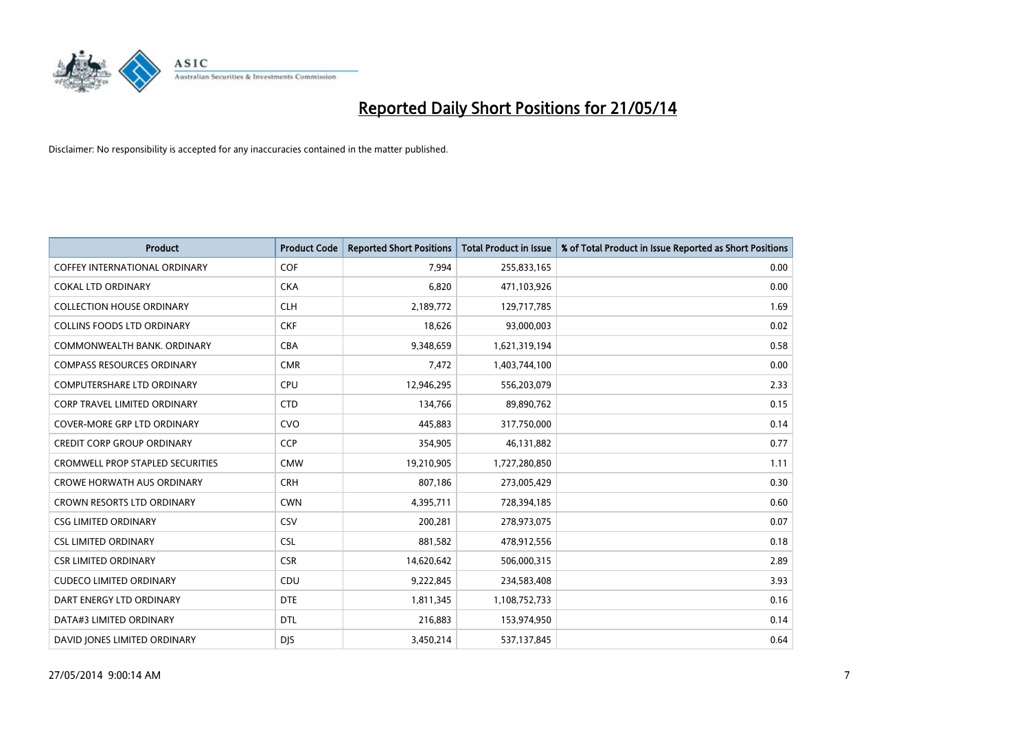# Reported Daily Short Positions for 21/05/14

Disclaimer: No responsibility is accepted for any inaccuracies contained in the matter published.

| Product | Product Code | Reported Short Positions | Total Product in Issue | % of Total Product in Issue Reported as Short Positions |
|---|---|---|---|---|
| COFFEY INTERNATIONAL ORDINARY | COF | 7,994 | 255,833,165 | 0.00 |
| COKAL LTD ORDINARY | CKA | 6,820 | 471,103,926 | 0.00 |
| COLLECTION HOUSE ORDINARY | CLH | 2,189,772 | 129,717,785 | 1.69 |
| COLLINS FOODS LTD ORDINARY | CKF | 18,626 | 93,000,003 | 0.02 |
| COMMONWEALTH BANK. ORDINARY | CBA | 9,348,659 | 1,621,319,194 | 0.58 |
| COMPASS RESOURCES ORDINARY | CMR | 7,472 | 1,403,744,100 | 0.00 |
| COMPUTERSHARE LTD ORDINARY | CPU | 12,946,295 | 556,203,079 | 2.33 |
| CORP TRAVEL LIMITED ORDINARY | CTD | 134,766 | 89,890,762 | 0.15 |
| COVER-MORE GRP LTD ORDINARY | CVO | 445,883 | 317,750,000 | 0.14 |
| CREDIT CORP GROUP ORDINARY | CCP | 354,905 | 46,131,882 | 0.77 |
| CROMWELL PROP STAPLED SECURITIES | CMW | 19,210,905 | 1,727,280,850 | 1.11 |
| CROWE HORWATH AUS ORDINARY | CRH | 807,186 | 273,005,429 | 0.30 |
| CROWN RESORTS LTD ORDINARY | CWN | 4,395,711 | 728,394,185 | 0.60 |
| CSG LIMITED ORDINARY | CSV | 200,281 | 278,973,075 | 0.07 |
| CSL LIMITED ORDINARY | CSL | 881,582 | 478,912,556 | 0.18 |
| CSR LIMITED ORDINARY | CSR | 14,620,642 | 506,000,315 | 2.89 |
| CUDECO LIMITED ORDINARY | CDU | 9,222,845 | 234,583,408 | 3.93 |
| DART ENERGY LTD ORDINARY | DTE | 1,811,345 | 1,108,752,733 | 0.16 |
| DATA#3 LIMITED ORDINARY | DTL | 216,883 | 153,974,950 | 0.14 |
| DAVID JONES LIMITED ORDINARY | DJS | 3,450,214 | 537,137,845 | 0.64 |

27/05/2014 9:00:14 AM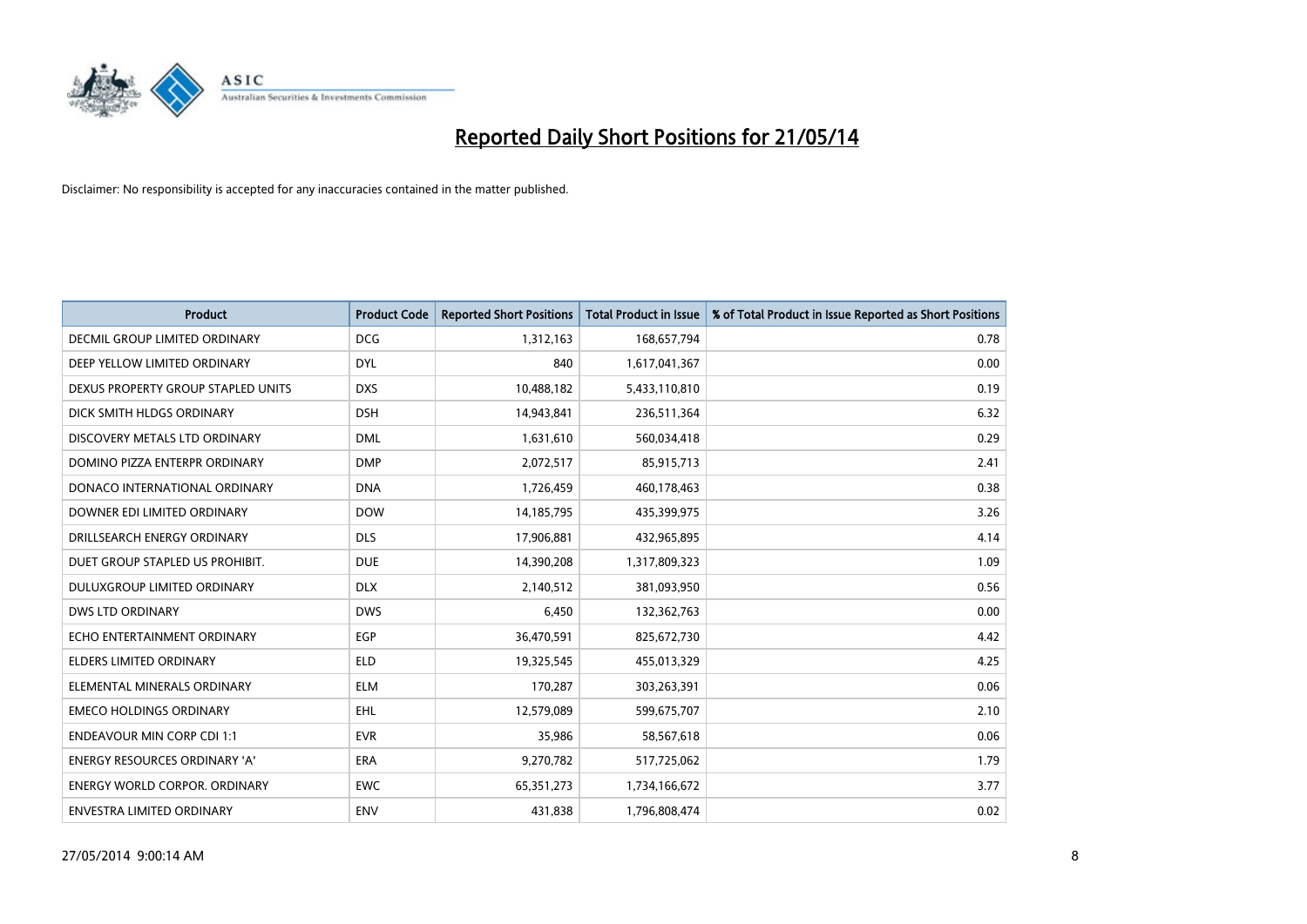# Reported Daily Short Positions for 21/05/14

Disclaimer: No responsibility is accepted for any inaccuracies contained in the matter published.

| Product | Product Code | Reported Short Positions | Total Product in Issue | % of Total Product in Issue Reported as Short Positions |
|---|---|---|---|---|
| DECMIL GROUP LIMITED ORDINARY | DCG | 1,312,163 | 168,657,794 | 0.78 |
| DEEP YELLOW LIMITED ORDINARY | DYL | 840 | 1,617,041,367 | 0.00 |
| DEXUS PROPERTY GROUP STAPLED UNITS | DXS | 10,488,182 | 5,433,110,810 | 0.19 |
| DICK SMITH HLDGS ORDINARY | DSH | 14,943,841 | 236,511,364 | 6.32 |
| DISCOVERY METALS LTD ORDINARY | DML | 1,631,610 | 560,034,418 | 0.29 |
| DOMINO PIZZA ENTERPR ORDINARY | DMP | 2,072,517 | 85,915,713 | 2.41 |
| DONACO INTERNATIONAL ORDINARY | DNA | 1,726,459 | 460,178,463 | 0.38 |
| DOWNER EDI LIMITED ORDINARY | DOW | 14,185,795 | 435,399,975 | 3.26 |
| DRILLSEARCH ENERGY ORDINARY | DLS | 17,906,881 | 432,965,895 | 4.14 |
| DUET GROUP STAPLED US PROHIBIT. | DUE | 14,390,208 | 1,317,809,323 | 1.09 |
| DULUXGROUP LIMITED ORDINARY | DLX | 2,140,512 | 381,093,950 | 0.56 |
| DWS LTD ORDINARY | DWS | 6,450 | 132,362,763 | 0.00 |
| ECHO ENTERTAINMENT ORDINARY | EGP | 36,470,591 | 825,672,730 | 4.42 |
| ELDERS LIMITED ORDINARY | ELD | 19,325,545 | 455,013,329 | 4.25 |
| ELEMENTAL MINERALS ORDINARY | ELM | 170,287 | 303,263,391 | 0.06 |
| EMECO HOLDINGS ORDINARY | EHL | 12,579,089 | 599,675,707 | 2.10 |
| ENDEAVOUR MIN CORP CDI 1:1 | EVR | 35,986 | 58,567,618 | 0.06 |
| ENERGY RESOURCES ORDINARY 'A' | ERA | 9,270,782 | 517,725,062 | 1.79 |
| ENERGY WORLD CORPOR. ORDINARY | EWC | 65,351,273 | 1,734,166,672 | 3.77 |
| ENVESTRA LIMITED ORDINARY | ENV | 431,838 | 1,796,808,474 | 0.02 |

27/05/2014 9:00:14 AM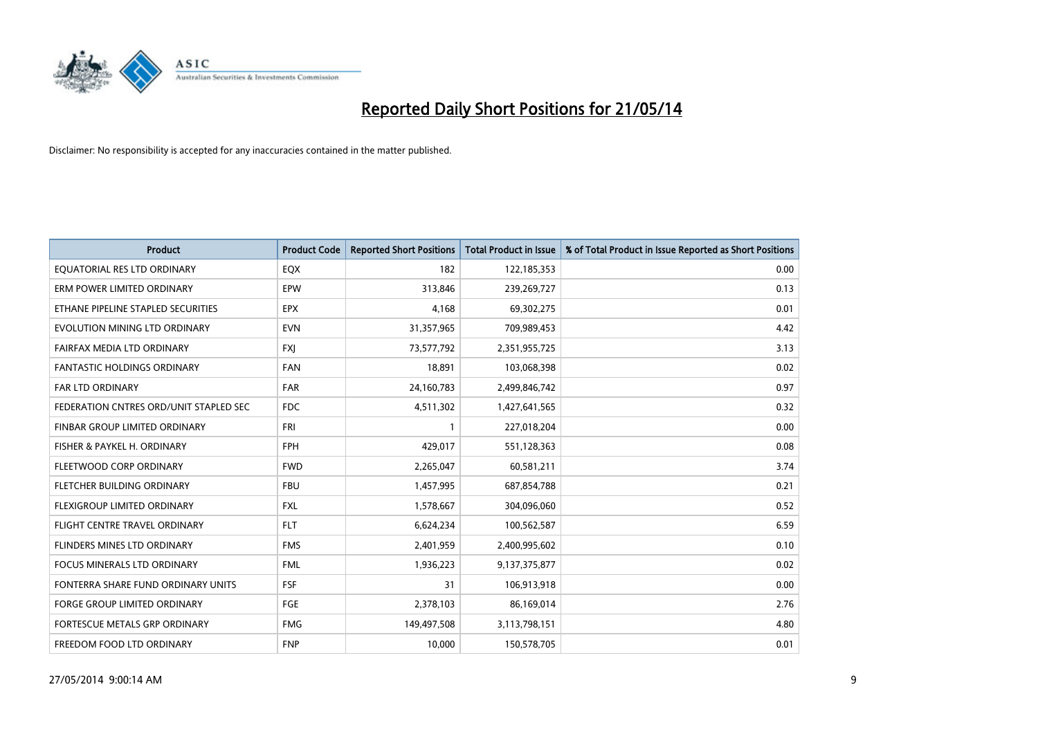# Reported Daily Short Positions for 21/05/14

Disclaimer: No responsibility is accepted for any inaccuracies contained in the matter published.

| Product | Product Code | Reported Short Positions | Total Product in Issue | % of Total Product in Issue Reported as Short Positions |
|---|---|---|---|---|
| EQUATORIAL RES LTD ORDINARY | EQX | 182 | 122,185,353 | 0.00 |
| ERM POWER LIMITED ORDINARY | EPW | 313,846 | 239,269,727 | 0.13 |
| ETHANE PIPELINE STAPLED SECURITIES | EPX | 4,168 | 69,302,275 | 0.01 |
| EVOLUTION MINING LTD ORDINARY | EVN | 31,357,965 | 709,989,453 | 4.42 |
| FAIRFAX MEDIA LTD ORDINARY | FXJ | 73,577,792 | 2,351,955,725 | 3.13 |
| FANTASTIC HOLDINGS ORDINARY | FAN | 18,891 | 103,068,398 | 0.02 |
| FAR LTD ORDINARY | FAR | 24,160,783 | 2,499,846,742 | 0.97 |
| FEDERATION CNTRES ORD/UNIT STAPLED SEC | FDC | 4,511,302 | 1,427,641,565 | 0.32 |
| FINBAR GROUP LIMITED ORDINARY | FRI | 1 | 227,018,204 | 0.00 |
| FISHER & PAYKEL H. ORDINARY | FPH | 429,017 | 551,128,363 | 0.08 |
| FLEETWOOD CORP ORDINARY | FWD | 2,265,047 | 60,581,211 | 3.74 |
| FLETCHER BUILDING ORDINARY | FBU | 1,457,995 | 687,854,788 | 0.21 |
| FLEXIGROUP LIMITED ORDINARY | FXL | 1,578,667 | 304,096,060 | 0.52 |
| FLIGHT CENTRE TRAVEL ORDINARY | FLT | 6,624,234 | 100,562,587 | 6.59 |
| FLINDERS MINES LTD ORDINARY | FMS | 2,401,959 | 2,400,995,602 | 0.10 |
| FOCUS MINERALS LTD ORDINARY | FML | 1,936,223 | 9,137,375,877 | 0.02 |
| FONTERRA SHARE FUND ORDINARY UNITS | FSF | 31 | 106,913,918 | 0.00 |
| FORGE GROUP LIMITED ORDINARY | FGE | 2,378,103 | 86,169,014 | 2.76 |
| FORTESCUE METALS GRP ORDINARY | FMG | 149,497,508 | 3,113,798,151 | 4.80 |
| FREEDOM FOOD LTD ORDINARY | FNP | 10,000 | 150,578,705 | 0.01 |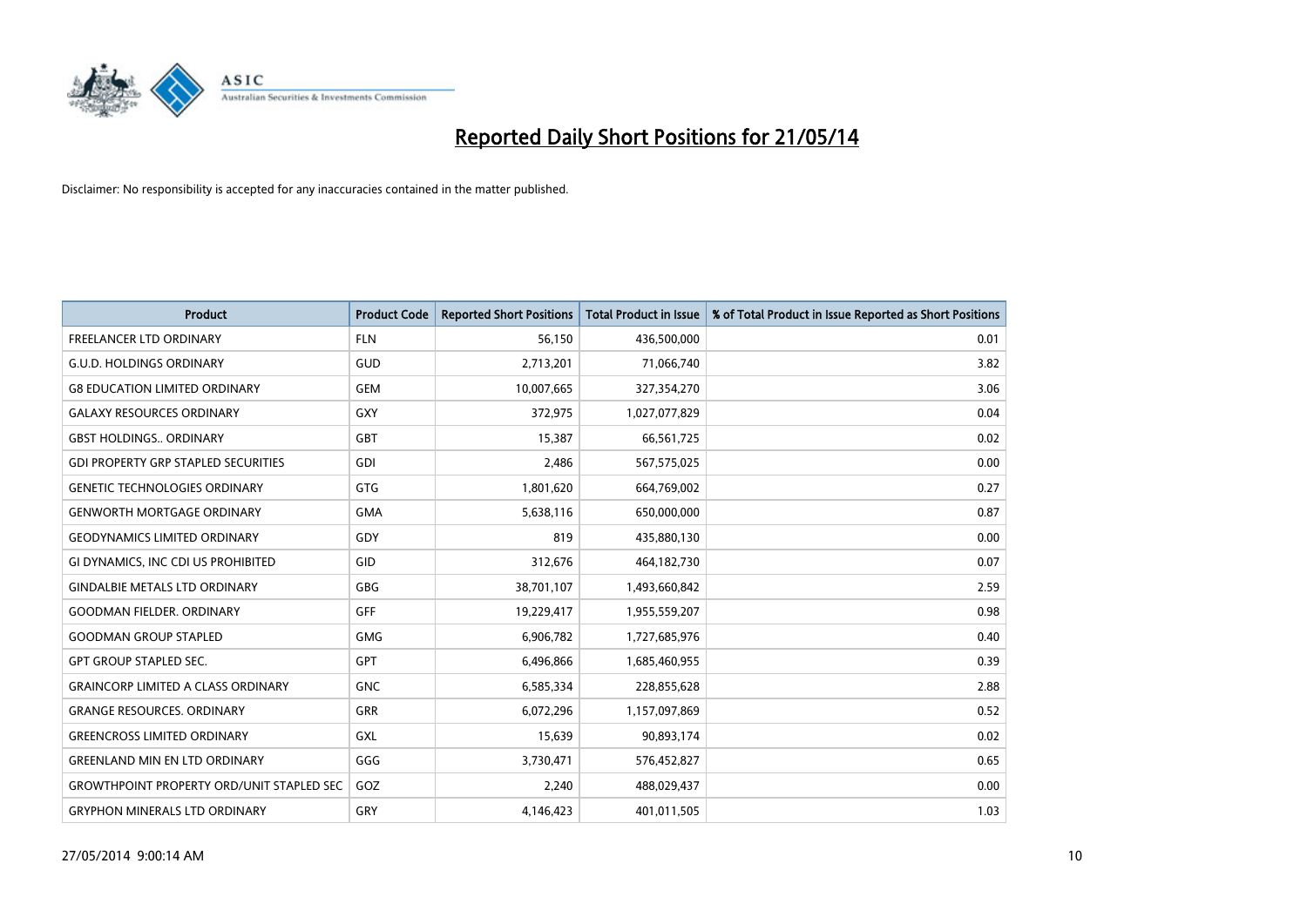# Reported Daily Short Positions for 21/05/14

Disclaimer: No responsibility is accepted for any inaccuracies contained in the matter published.

| Product | Product Code | Reported Short Positions | Total Product in Issue | % of Total Product in Issue Reported as Short Positions |
|---|---|---|---|---|
| FREELANCER LTD ORDINARY | FLN | 56,150 | 436,500,000 | 0.01 |
| G.U.D. HOLDINGS ORDINARY | GUD | 2,713,201 | 71,066,740 | 3.82 |
| G8 EDUCATION LIMITED ORDINARY | GEM | 10,007,665 | 327,354,270 | 3.06 |
| GALAXY RESOURCES ORDINARY | GXY | 372,975 | 1,027,077,829 | 0.04 |
| GBST HOLDINGS.. ORDINARY | GBT | 15,387 | 66,561,725 | 0.02 |
| GDI PROPERTY GRP STAPLED SECURITIES | GDI | 2,486 | 567,575,025 | 0.00 |
| GENETIC TECHNOLOGIES ORDINARY | GTG | 1,801,620 | 664,769,002 | 0.27 |
| GENWORTH MORTGAGE ORDINARY | GMA | 5,638,116 | 650,000,000 | 0.87 |
| GEODYNAMICS LIMITED ORDINARY | GDY | 819 | 435,880,130 | 0.00 |
| GI DYNAMICS, INC CDI US PROHIBITED | GID | 312,676 | 464,182,730 | 0.07 |
| GINDALBIE METALS LTD ORDINARY | GBG | 38,701,107 | 1,493,660,842 | 2.59 |
| GOODMAN FIELDER. ORDINARY | GFF | 19,229,417 | 1,955,559,207 | 0.98 |
| GOODMAN GROUP STAPLED | GMG | 6,906,782 | 1,727,685,976 | 0.40 |
| GPT GROUP STAPLED SEC. | GPT | 6,496,866 | 1,685,460,955 | 0.39 |
| GRAINCORP LIMITED A CLASS ORDINARY | GNC | 6,585,334 | 228,855,628 | 2.88 |
| GRANGE RESOURCES. ORDINARY | GRR | 6,072,296 | 1,157,097,869 | 0.52 |
| GREENCROSS LIMITED ORDINARY | GXL | 15,639 | 90,893,174 | 0.02 |
| GREENLAND MIN EN LTD ORDINARY | GGG | 3,730,471 | 576,452,827 | 0.65 |
| GROWTHPOINT PROPERTY ORD/UNIT STAPLED SEC | GOZ | 2,240 | 488,029,437 | 0.00 |
| GRYPHON MINERALS LTD ORDINARY | GRY | 4,146,423 | 401,011,505 | 1.03 |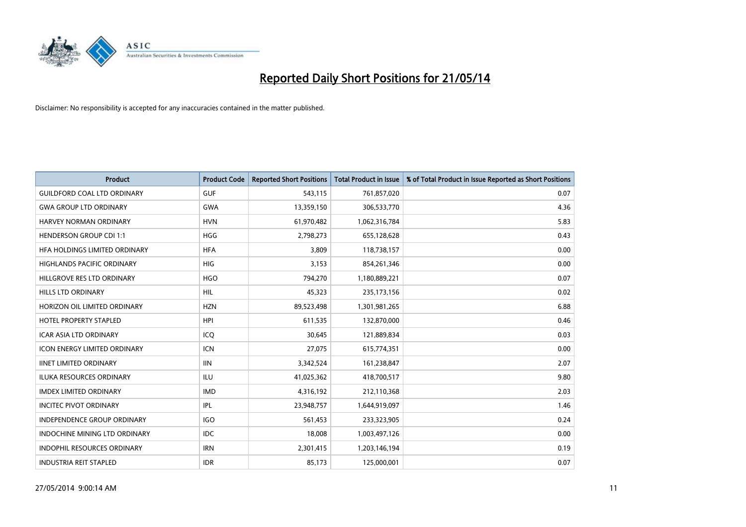# Reported Daily Short Positions for 21/05/14

Disclaimer: No responsibility is accepted for any inaccuracies contained in the matter published.

| Product | Product Code | Reported Short Positions | Total Product in Issue | % of Total Product in Issue Reported as Short Positions |
|---|---|---|---|---|
| GUILDFORD COAL LTD ORDINARY | GUF | 543,115 | 761,857,020 | 0.07 |
| GWA GROUP LTD ORDINARY | GWA | 13,359,150 | 306,533,770 | 4.36 |
| HARVEY NORMAN ORDINARY | HVN | 61,970,482 | 1,062,316,784 | 5.83 |
| HENDERSON GROUP CDI 1:1 | HGG | 2,798,273 | 655,128,628 | 0.43 |
| HFA HOLDINGS LIMITED ORDINARY | HFA | 3,809 | 118,738,157 | 0.00 |
| HIGHLANDS PACIFIC ORDINARY | HIG | 3,153 | 854,261,346 | 0.00 |
| HILLGROVE RES LTD ORDINARY | HGO | 794,270 | 1,180,889,221 | 0.07 |
| HILLS LTD ORDINARY | HIL | 45,323 | 235,173,156 | 0.02 |
| HORIZON OIL LIMITED ORDINARY | HZN | 89,523,498 | 1,301,981,265 | 6.88 |
| HOTEL PROPERTY STAPLED | HPI | 611,535 | 132,870,000 | 0.46 |
| ICAR ASIA LTD ORDINARY | ICQ | 30,645 | 121,889,834 | 0.03 |
| ICON ENERGY LIMITED ORDINARY | ICN | 27,075 | 615,774,351 | 0.00 |
| IINET LIMITED ORDINARY | IIN | 3,342,524 | 161,238,847 | 2.07 |
| ILUKA RESOURCES ORDINARY | ILU | 41,025,362 | 418,700,517 | 9.80 |
| IMDEX LIMITED ORDINARY | IMD | 4,316,192 | 212,110,368 | 2.03 |
| INCITEC PIVOT ORDINARY | IPL | 23,948,757 | 1,644,919,097 | 1.46 |
| INDEPENDENCE GROUP ORDINARY | IGO | 561,453 | 233,323,905 | 0.24 |
| INDOCHINE MINING LTD ORDINARY | IDC | 18,008 | 1,003,497,126 | 0.00 |
| INDOPHIL RESOURCES ORDINARY | IRN | 2,301,415 | 1,203,146,194 | 0.19 |
| INDUSTRIA REIT STAPLED | IDR | 85,173 | 125,000,001 | 0.07 |

27/05/2014 9:00:14 AM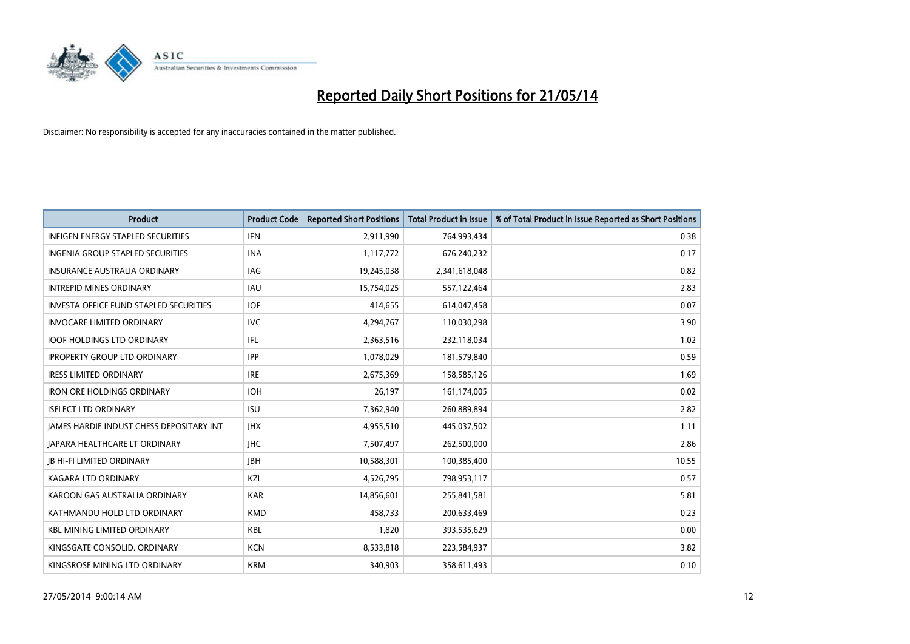# Reported Daily Short Positions for 21/05/14

Disclaimer: No responsibility is accepted for any inaccuracies contained in the matter published.

| Product | Product Code | Reported Short Positions | Total Product in Issue | % of Total Product in Issue Reported as Short Positions |
|---|---|---|---|---|
| INFIGEN ENERGY STAPLED SECURITIES | IFN | 2,911,990 | 764,993,434 | 0.38 |
| INGENIA GROUP STAPLED SECURITIES | INA | 1,117,772 | 676,240,232 | 0.17 |
| INSURANCE AUSTRALIA ORDINARY | IAG | 19,245,038 | 2,341,618,048 | 0.82 |
| INTREPID MINES ORDINARY | IAU | 15,754,025 | 557,122,464 | 2.83 |
| INVESTA OFFICE FUND STAPLED SECURITIES | IOF | 414,655 | 614,047,458 | 0.07 |
| INVOCARE LIMITED ORDINARY | IVC | 4,294,767 | 110,030,298 | 3.90 |
| IOOF HOLDINGS LTD ORDINARY | IFL | 2,363,516 | 232,118,034 | 1.02 |
| IPROPERTY GROUP LTD ORDINARY | IPP | 1,078,029 | 181,579,840 | 0.59 |
| IRESS LIMITED ORDINARY | IRE | 2,675,369 | 158,585,126 | 1.69 |
| IRON ORE HOLDINGS ORDINARY | IOH | 26,197 | 161,174,005 | 0.02 |
| ISELECT LTD ORDINARY | ISU | 7,362,940 | 260,889,894 | 2.82 |
| JAMES HARDIE INDUST CHESS DEPOSITARY INT | JHX | 4,955,510 | 445,037,502 | 1.11 |
| JAPARA HEALTHCARE LT ORDINARY | JHC | 7,507,497 | 262,500,000 | 2.86 |
| JB HI-FI LIMITED ORDINARY | JBH | 10,588,301 | 100,385,400 | 10.55 |
| KAGARA LTD ORDINARY | KZL | 4,526,795 | 798,953,117 | 0.57 |
| KAROON GAS AUSTRALIA ORDINARY | KAR | 14,856,601 | 255,841,581 | 5.81 |
| KATHMANDU HOLD LTD ORDINARY | KMD | 458,733 | 200,633,469 | 0.23 |
| KBL MINING LIMITED ORDINARY | KBL | 1,820 | 393,535,629 | 0.00 |
| KINGSGATE CONSOLID. ORDINARY | KCN | 8,533,818 | 223,584,937 | 3.82 |
| KINGSROSE MINING LTD ORDINARY | KRM | 340,903 | 358,611,493 | 0.10 |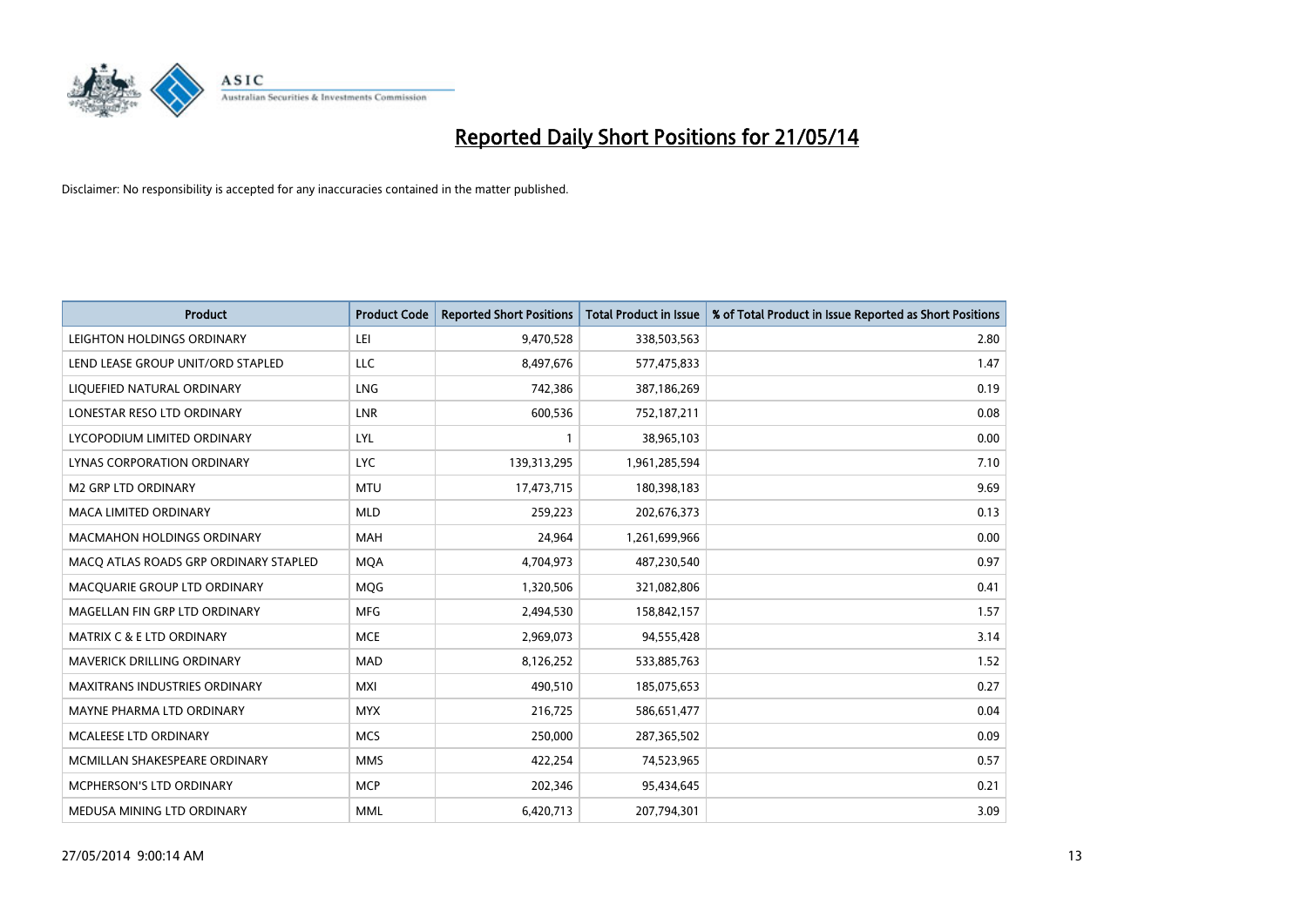# Reported Daily Short Positions for 21/05/14

Disclaimer: No responsibility is accepted for any inaccuracies contained in the matter published.

| Product | Product Code | Reported Short Positions | Total Product in Issue | % of Total Product in Issue Reported as Short Positions |
|---|---|---|---|---|
| LEIGHTON HOLDINGS ORDINARY | LEI | 9,470,528 | 338,503,563 | 2.80 |
| LEND LEASE GROUP UNIT/ORD STAPLED | LLC | 8,497,676 | 577,475,833 | 1.47 |
| LIQUEFIED NATURAL ORDINARY | LNG | 742,386 | 387,186,269 | 0.19 |
| LONESTAR RESO LTD ORDINARY | LNR | 600,536 | 752,187,211 | 0.08 |
| LYCOPODIUM LIMITED ORDINARY | LYL | 1 | 38,965,103 | 0.00 |
| LYNAS CORPORATION ORDINARY | LYC | 139,313,295 | 1,961,285,594 | 7.10 |
| M2 GRP LTD ORDINARY | MTU | 17,473,715 | 180,398,183 | 9.69 |
| MACA LIMITED ORDINARY | MLD | 259,223 | 202,676,373 | 0.13 |
| MACMAHON HOLDINGS ORDINARY | MAH | 24,964 | 1,261,699,966 | 0.00 |
| MACQ ATLAS ROADS GRP ORDINARY STAPLED | MQA | 4,704,973 | 487,230,540 | 0.97 |
| MACQUARIE GROUP LTD ORDINARY | MQG | 1,320,506 | 321,082,806 | 0.41 |
| MAGELLAN FIN GRP LTD ORDINARY | MFG | 2,494,530 | 158,842,157 | 1.57 |
| MATRIX C & E LTD ORDINARY | MCE | 2,969,073 | 94,555,428 | 3.14 |
| MAVERICK DRILLING ORDINARY | MAD | 8,126,252 | 533,885,763 | 1.52 |
| MAXITRANS INDUSTRIES ORDINARY | MXI | 490,510 | 185,075,653 | 0.27 |
| MAYNE PHARMA LTD ORDINARY | MYX | 216,725 | 586,651,477 | 0.04 |
| MCALEESE LTD ORDINARY | MCS | 250,000 | 287,365,502 | 0.09 |
| MCMILLAN SHAKESPEARE ORDINARY | MMS | 422,254 | 74,523,965 | 0.57 |
| MCPHERSON'S LTD ORDINARY | MCP | 202,346 | 95,434,645 | 0.21 |
| MEDUSA MINING LTD ORDINARY | MML | 6,420,713 | 207,794,301 | 3.09 |

27/05/2014 9:00:14 AM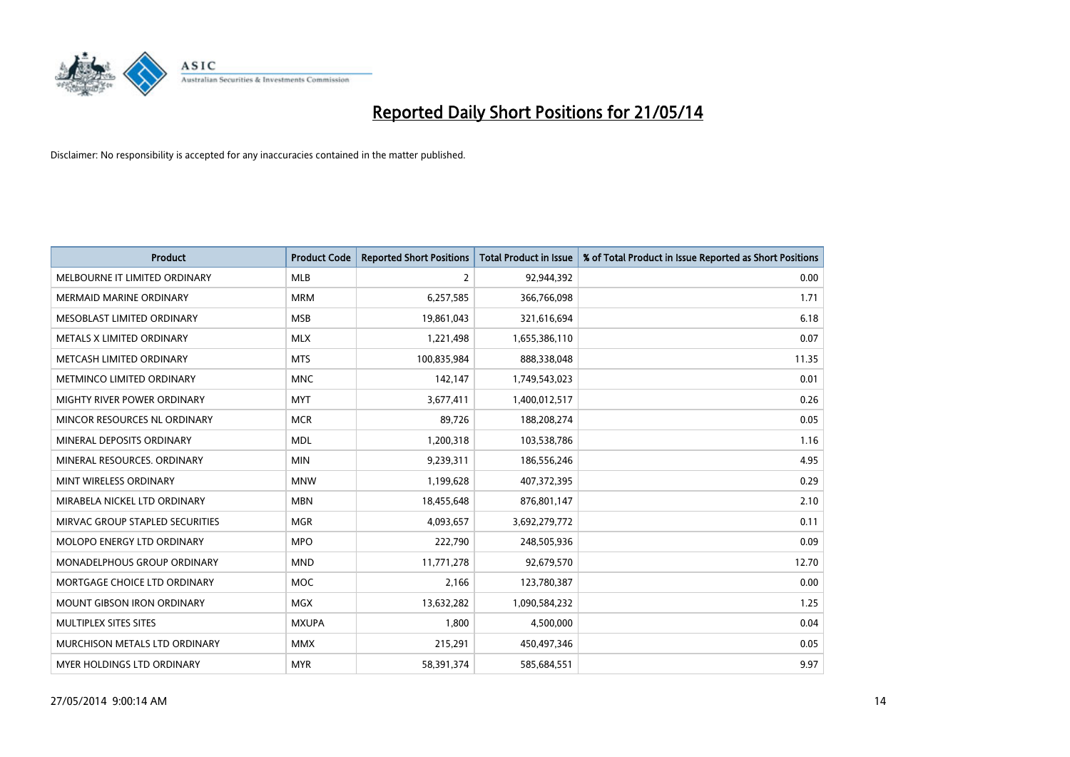# Reported Daily Short Positions for 21/05/14

Disclaimer: No responsibility is accepted for any inaccuracies contained in the matter published.

| Product | Product Code | Reported Short Positions | Total Product in Issue | % of Total Product in Issue Reported as Short Positions |
|---|---|---|---|---|
| MELBOURNE IT LIMITED ORDINARY | MLB | 2 | 92,944,392 | 0.00 |
| MERMAID MARINE ORDINARY | MRM | 6,257,585 | 366,766,098 | 1.71 |
| MESOBLAST LIMITED ORDINARY | MSB | 19,861,043 | 321,616,694 | 6.18 |
| METALS X LIMITED ORDINARY | MLX | 1,221,498 | 1,655,386,110 | 0.07 |
| METCASH LIMITED ORDINARY | MTS | 100,835,984 | 888,338,048 | 11.35 |
| METMINCO LIMITED ORDINARY | MNC | 142,147 | 1,749,543,023 | 0.01 |
| MIGHTY RIVER POWER ORDINARY | MYT | 3,677,411 | 1,400,012,517 | 0.26 |
| MINCOR RESOURCES NL ORDINARY | MCR | 89,726 | 188,208,274 | 0.05 |
| MINERAL DEPOSITS ORDINARY | MDL | 1,200,318 | 103,538,786 | 1.16 |
| MINERAL RESOURCES. ORDINARY | MIN | 9,239,311 | 186,556,246 | 4.95 |
| MINT WIRELESS ORDINARY | MNW | 1,199,628 | 407,372,395 | 0.29 |
| MIRABELA NICKEL LTD ORDINARY | MBN | 18,455,648 | 876,801,147 | 2.10 |
| MIRVAC GROUP STAPLED SECURITIES | MGR | 4,093,657 | 3,692,279,772 | 0.11 |
| MOLOPO ENERGY LTD ORDINARY | MPO | 222,790 | 248,505,936 | 0.09 |
| MONADELPHOUS GROUP ORDINARY | MND | 11,771,278 | 92,679,570 | 12.70 |
| MORTGAGE CHOICE LTD ORDINARY | MOC | 2,166 | 123,780,387 | 0.00 |
| MOUNT GIBSON IRON ORDINARY | MGX | 13,632,282 | 1,090,584,232 | 1.25 |
| MULTIPLEX SITES SITES | MXUPA | 1,800 | 4,500,000 | 0.04 |
| MURCHISON METALS LTD ORDINARY | MMX | 215,291 | 450,497,346 | 0.05 |
| MYER HOLDINGS LTD ORDINARY | MYR | 58,391,374 | 585,684,551 | 9.97 |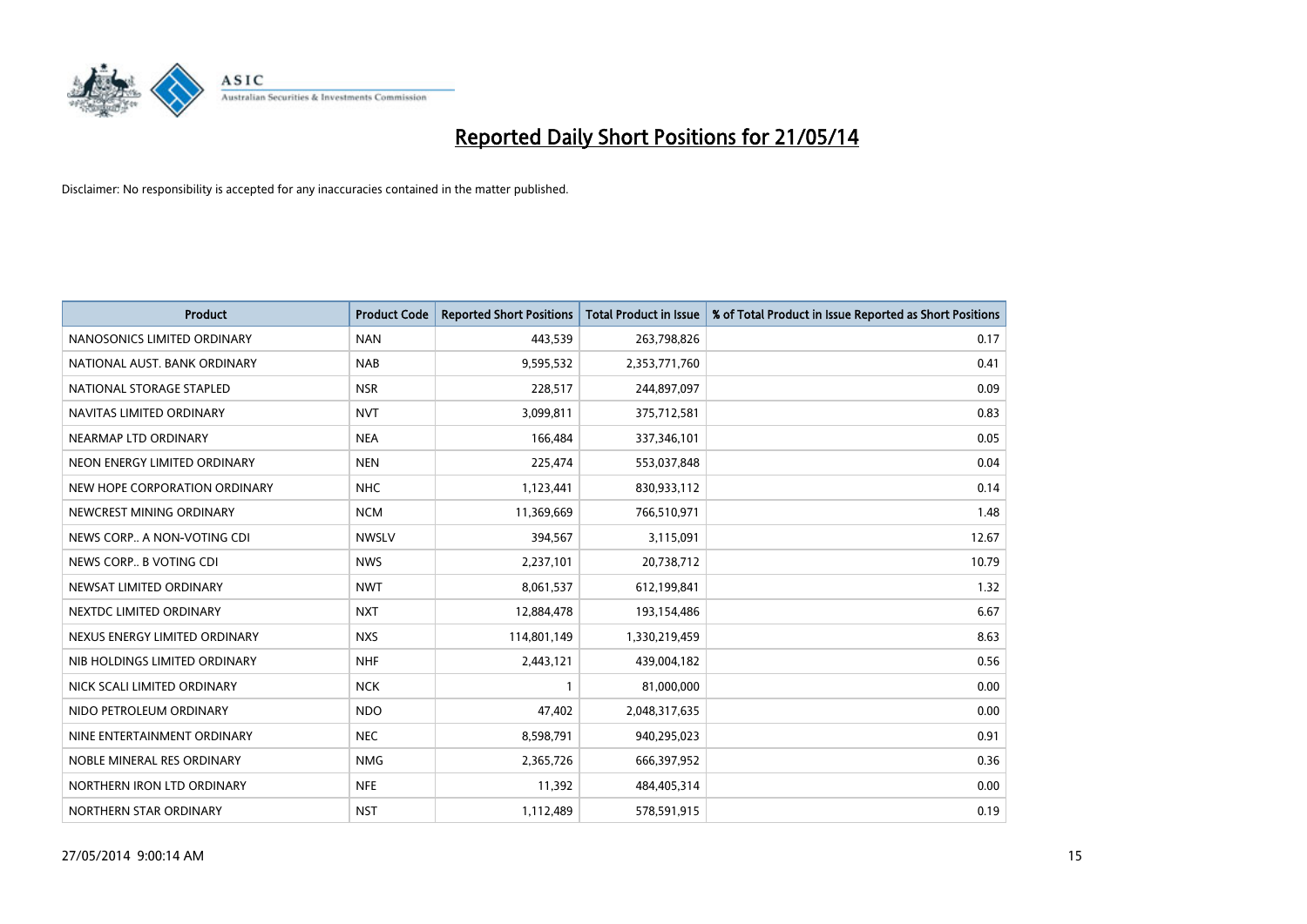# Reported Daily Short Positions for 21/05/14

Disclaimer: No responsibility is accepted for any inaccuracies contained in the matter published.

| Product | Product Code | Reported Short Positions | Total Product in Issue | % of Total Product in Issue Reported as Short Positions |
|---|---|---|---|---|
| NANOSONICS LIMITED ORDINARY | NAN | 443,539 | 263,798,826 | 0.17 |
| NATIONAL AUST. BANK ORDINARY | NAB | 9,595,532 | 2,353,771,760 | 0.41 |
| NATIONAL STORAGE STAPLED | NSR | 228,517 | 244,897,097 | 0.09 |
| NAVITAS LIMITED ORDINARY | NVT | 3,099,811 | 375,712,581 | 0.83 |
| NEARMAP LTD ORDINARY | NEA | 166,484 | 337,346,101 | 0.05 |
| NEON ENERGY LIMITED ORDINARY | NEN | 225,474 | 553,037,848 | 0.04 |
| NEW HOPE CORPORATION ORDINARY | NHC | 1,123,441 | 830,933,112 | 0.14 |
| NEWCREST MINING ORDINARY | NCM | 11,369,669 | 766,510,971 | 1.48 |
| NEWS CORP.. A NON-VOTING CDI | NWSLV | 394,567 | 3,115,091 | 12.67 |
| NEWS CORP.. B VOTING CDI | NWS | 2,237,101 | 20,738,712 | 10.79 |
| NEWSAT LIMITED ORDINARY | NWT | 8,061,537 | 612,199,841 | 1.32 |
| NEXTDC LIMITED ORDINARY | NXT | 12,884,478 | 193,154,486 | 6.67 |
| NEXUS ENERGY LIMITED ORDINARY | NXS | 114,801,149 | 1,330,219,459 | 8.63 |
| NIB HOLDINGS LIMITED ORDINARY | NHF | 2,443,121 | 439,004,182 | 0.56 |
| NICK SCALI LIMITED ORDINARY | NCK | 1 | 81,000,000 | 0.00 |
| NIDO PETROLEUM ORDINARY | NDO | 47,402 | 2,048,317,635 | 0.00 |
| NINE ENTERTAINMENT ORDINARY | NEC | 8,598,791 | 940,295,023 | 0.91 |
| NOBLE MINERAL RES ORDINARY | NMG | 2,365,726 | 666,397,952 | 0.36 |
| NORTHERN IRON LTD ORDINARY | NFE | 11,392 | 484,405,314 | 0.00 |
| NORTHERN STAR ORDINARY | NST | 1,112,489 | 578,591,915 | 0.19 |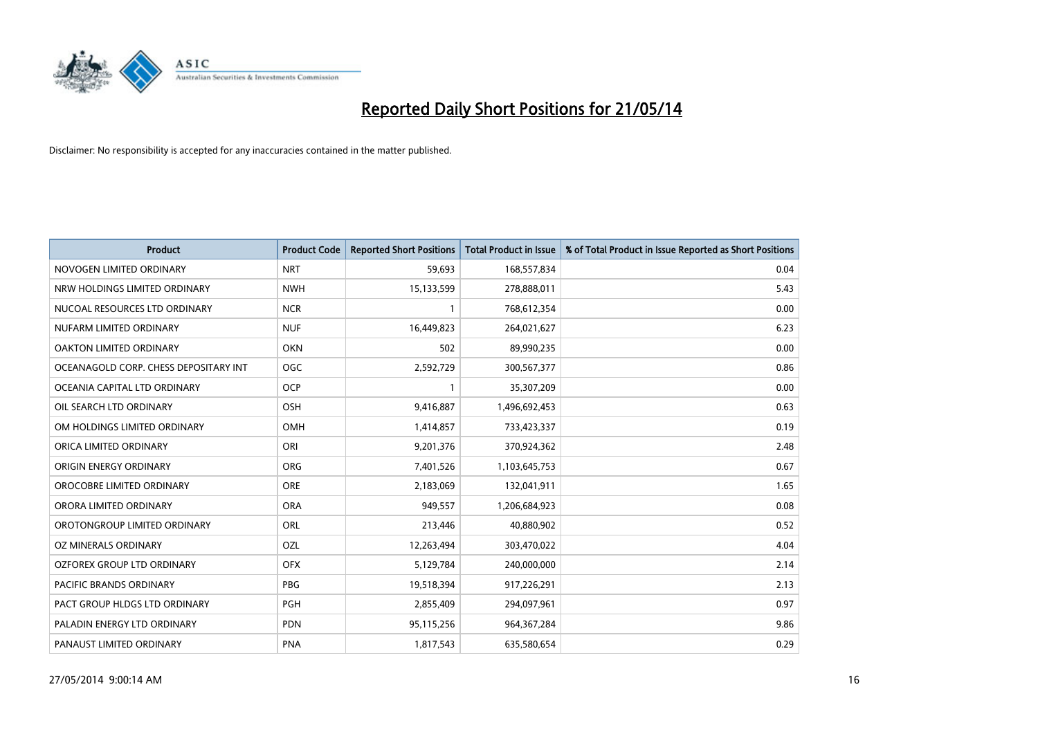# Reported Daily Short Positions for 21/05/14

Disclaimer: No responsibility is accepted for any inaccuracies contained in the matter published.

| Product | Product Code | Reported Short Positions | Total Product in Issue | % of Total Product in Issue Reported as Short Positions |
|---|---|---|---|---|
| NOVOGEN LIMITED ORDINARY | NRT | 59,693 | 168,557,834 | 0.04 |
| NRW HOLDINGS LIMITED ORDINARY | NWH | 15,133,599 | 278,888,011 | 5.43 |
| NUCOAL RESOURCES LTD ORDINARY | NCR | 1 | 768,612,354 | 0.00 |
| NUFARM LIMITED ORDINARY | NUF | 16,449,823 | 264,021,627 | 6.23 |
| OAKTON LIMITED ORDINARY | OKN | 502 | 89,990,235 | 0.00 |
| OCEANAGOLD CORP. CHESS DEPOSITARY INT | OGC | 2,592,729 | 300,567,377 | 0.86 |
| OCEANIA CAPITAL LTD ORDINARY | OCP | 1 | 35,307,209 | 0.00 |
| OIL SEARCH LTD ORDINARY | OSH | 9,416,887 | 1,496,692,453 | 0.63 |
| OM HOLDINGS LIMITED ORDINARY | OMH | 1,414,857 | 733,423,337 | 0.19 |
| ORICA LIMITED ORDINARY | ORI | 9,201,376 | 370,924,362 | 2.48 |
| ORIGIN ENERGY ORDINARY | ORG | 7,401,526 | 1,103,645,753 | 0.67 |
| OROCOBRE LIMITED ORDINARY | ORE | 2,183,069 | 132,041,911 | 1.65 |
| ORORA LIMITED ORDINARY | ORA | 949,557 | 1,206,684,923 | 0.08 |
| OROTONGROUP LIMITED ORDINARY | ORL | 213,446 | 40,880,902 | 0.52 |
| OZ MINERALS ORDINARY | OZL | 12,263,494 | 303,470,022 | 4.04 |
| OZFOREX GROUP LTD ORDINARY | OFX | 5,129,784 | 240,000,000 | 2.14 |
| PACIFIC BRANDS ORDINARY | PBG | 19,518,394 | 917,226,291 | 2.13 |
| PACT GROUP HLDGS LTD ORDINARY | PGH | 2,855,409 | 294,097,961 | 0.97 |
| PALADIN ENERGY LTD ORDINARY | PDN | 95,115,256 | 964,367,284 | 9.86 |
| PANAUST LIMITED ORDINARY | PNA | 1,817,543 | 635,580,654 | 0.29 |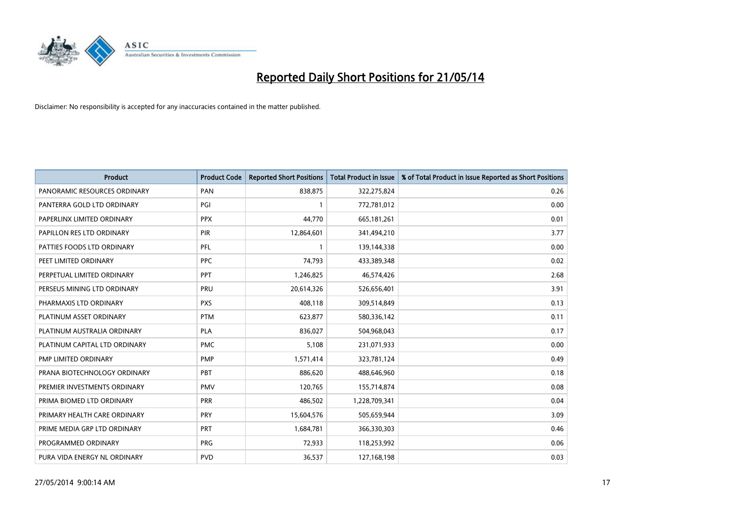# Reported Daily Short Positions for 21/05/14

Disclaimer: No responsibility is accepted for any inaccuracies contained in the matter published.

| Product | Product Code | Reported Short Positions | Total Product in Issue | % of Total Product in Issue Reported as Short Positions |
| --- | --- | --- | --- | --- |
| PANORAMIC RESOURCES ORDINARY | PAN | 838,875 | 322,275,824 | 0.26 |
| PANTERRA GOLD LTD ORDINARY | PGI | 1 | 772,781,012 | 0.00 |
| PAPERLINX LIMITED ORDINARY | PPX | 44,770 | 665,181,261 | 0.01 |
| PAPILLON RES LTD ORDINARY | PIR | 12,864,601 | 341,494,210 | 3.77 |
| PATTIES FOODS LTD ORDINARY | PFL | 1 | 139,144,338 | 0.00 |
| PEET LIMITED ORDINARY | PPC | 74,793 | 433,389,348 | 0.02 |
| PERPETUAL LIMITED ORDINARY | PPT | 1,246,825 | 46,574,426 | 2.68 |
| PERSEUS MINING LTD ORDINARY | PRU | 20,614,326 | 526,656,401 | 3.91 |
| PHARMAXIS LTD ORDINARY | PXS | 408,118 | 309,514,849 | 0.13 |
| PLATINUM ASSET ORDINARY | PTM | 623,877 | 580,336,142 | 0.11 |
| PLATINUM AUSTRALIA ORDINARY | PLA | 836,027 | 504,968,043 | 0.17 |
| PLATINUM CAPITAL LTD ORDINARY | PMC | 5,108 | 231,071,933 | 0.00 |
| PMP LIMITED ORDINARY | PMP | 1,571,414 | 323,781,124 | 0.49 |
| PRANA BIOTECHNOLOGY ORDINARY | PBT | 886,620 | 488,646,960 | 0.18 |
| PREMIER INVESTMENTS ORDINARY | PMV | 120,765 | 155,714,874 | 0.08 |
| PRIMA BIOMED LTD ORDINARY | PRR | 486,502 | 1,228,709,341 | 0.04 |
| PRIMARY HEALTH CARE ORDINARY | PRY | 15,604,576 | 505,659,944 | 3.09 |
| PRIME MEDIA GRP LTD ORDINARY | PRT | 1,684,781 | 366,330,303 | 0.46 |
| PROGRAMMED ORDINARY | PRG | 72,933 | 118,253,992 | 0.06 |
| PURA VIDA ENERGY NL ORDINARY | PVD | 36,537 | 127,168,198 | 0.03 |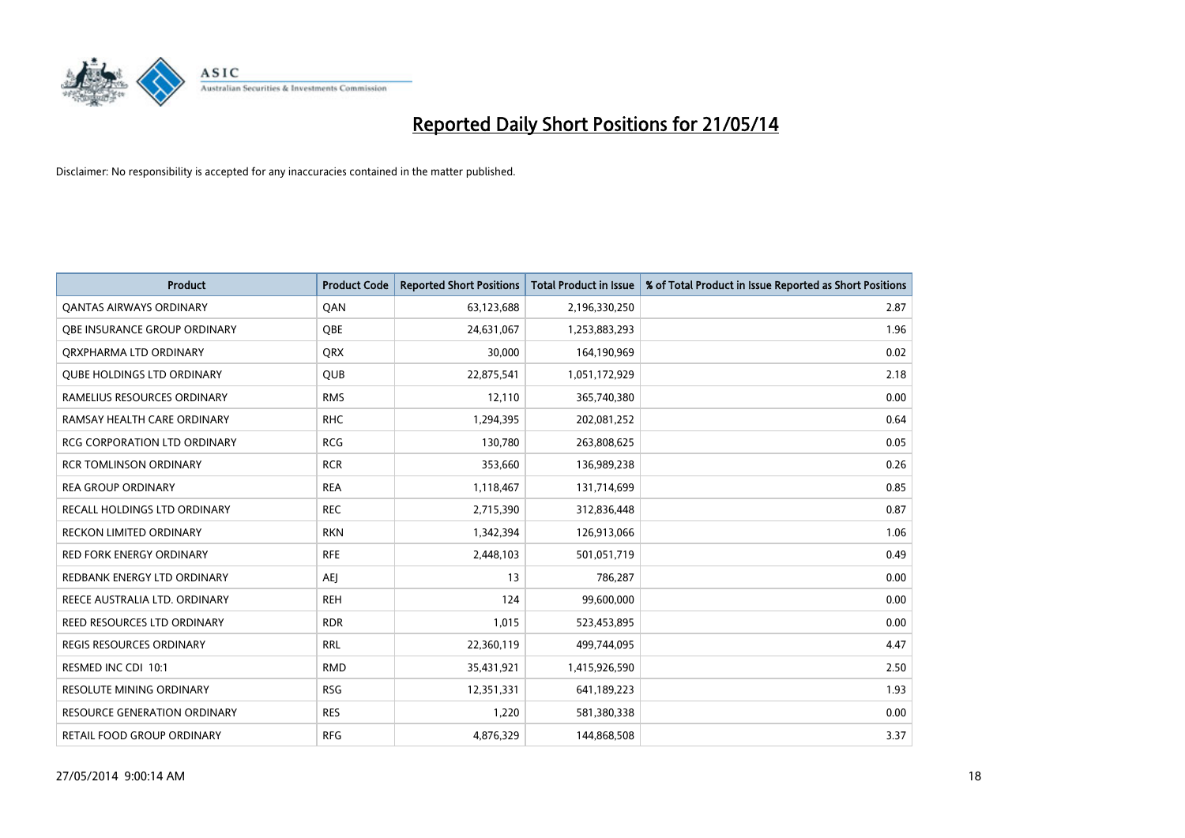# Reported Daily Short Positions for 21/05/14

Disclaimer: No responsibility is accepted for any inaccuracies contained in the matter published.

| Product | Product Code | Reported Short Positions | Total Product in Issue | % of Total Product in Issue Reported as Short Positions |
|---|---|---|---|---|
| QANTAS AIRWAYS ORDINARY | QAN | 63,123,688 | 2,196,330,250 | 2.87 |
| QBE INSURANCE GROUP ORDINARY | QBE | 24,631,067 | 1,253,883,293 | 1.96 |
| QRXPHARMA LTD ORDINARY | QRX | 30,000 | 164,190,969 | 0.02 |
| QUBE HOLDINGS LTD ORDINARY | QUB | 22,875,541 | 1,051,172,929 | 2.18 |
| RAMELIUS RESOURCES ORDINARY | RMS | 12,110 | 365,740,380 | 0.00 |
| RAMSAY HEALTH CARE ORDINARY | RHC | 1,294,395 | 202,081,252 | 0.64 |
| RCG CORPORATION LTD ORDINARY | RCG | 130,780 | 263,808,625 | 0.05 |
| RCR TOMLINSON ORDINARY | RCR | 353,660 | 136,989,238 | 0.26 |
| REA GROUP ORDINARY | REA | 1,118,467 | 131,714,699 | 0.85 |
| RECALL HOLDINGS LTD ORDINARY | REC | 2,715,390 | 312,836,448 | 0.87 |
| RECKON LIMITED ORDINARY | RKN | 1,342,394 | 126,913,066 | 1.06 |
| RED FORK ENERGY ORDINARY | RFE | 2,448,103 | 501,051,719 | 0.49 |
| REDBANK ENERGY LTD ORDINARY | AEJ | 13 | 786,287 | 0.00 |
| REECE AUSTRALIA LTD. ORDINARY | REH | 124 | 99,600,000 | 0.00 |
| REED RESOURCES LTD ORDINARY | RDR | 1,015 | 523,453,895 | 0.00 |
| REGIS RESOURCES ORDINARY | RRL | 22,360,119 | 499,744,095 | 4.47 |
| RESMED INC CDI 10:1 | RMD | 35,431,921 | 1,415,926,590 | 2.50 |
| RESOLUTE MINING ORDINARY | RSG | 12,351,331 | 641,189,223 | 1.93 |
| RESOURCE GENERATION ORDINARY | RES | 1,220 | 581,380,338 | 0.00 |
| RETAIL FOOD GROUP ORDINARY | RFG | 4,876,329 | 144,868,508 | 3.37 |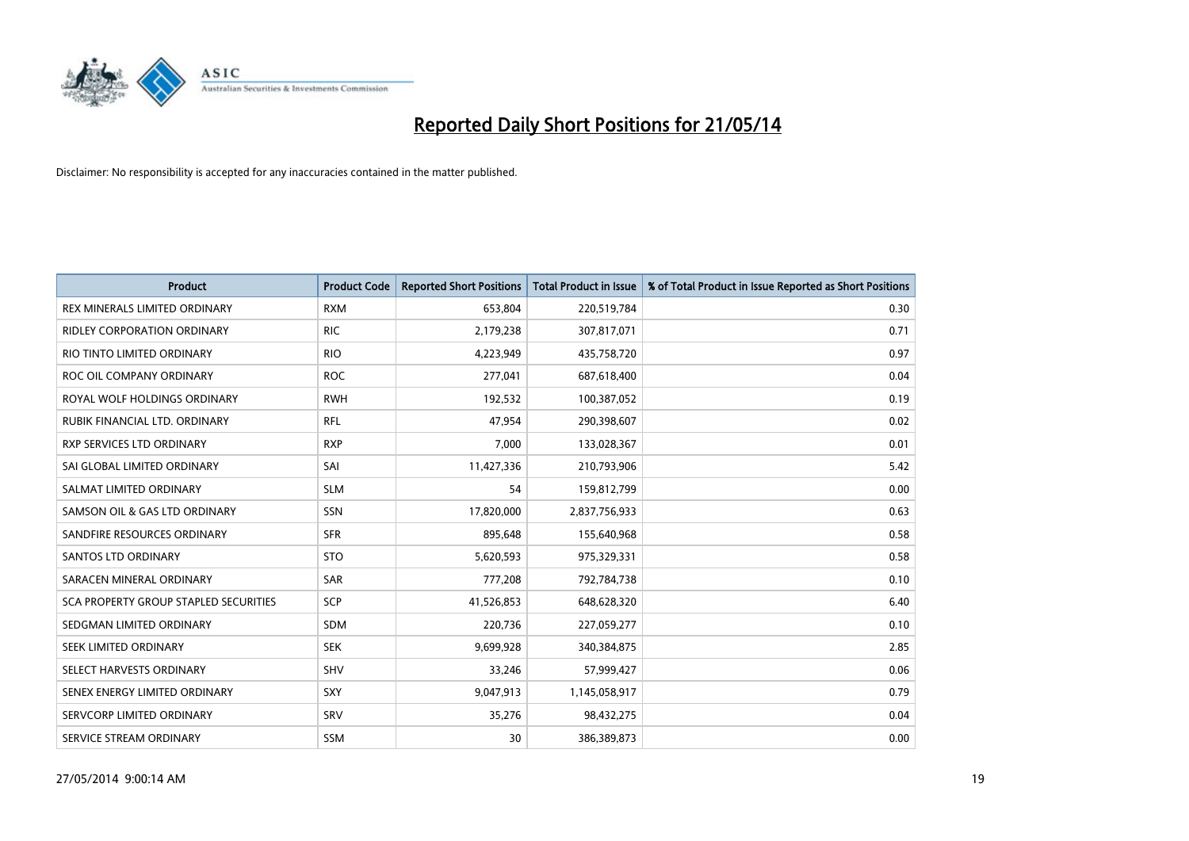# Reported Daily Short Positions for 21/05/14

Disclaimer: No responsibility is accepted for any inaccuracies contained in the matter published.

| Product | Product Code | Reported Short Positions | Total Product in Issue | % of Total Product in Issue Reported as Short Positions |
|---|---|---|---|---|
| REX MINERALS LIMITED ORDINARY | RXM | 653,804 | 220,519,784 | 0.30 |
| RIDLEY CORPORATION ORDINARY | RIC | 2,179,238 | 307,817,071 | 0.71 |
| RIO TINTO LIMITED ORDINARY | RIO | 4,223,949 | 435,758,720 | 0.97 |
| ROC OIL COMPANY ORDINARY | ROC | 277,041 | 687,618,400 | 0.04 |
| ROYAL WOLF HOLDINGS ORDINARY | RWH | 192,532 | 100,387,052 | 0.19 |
| RUBIK FINANCIAL LTD. ORDINARY | RFL | 47,954 | 290,398,607 | 0.02 |
| RXP SERVICES LTD ORDINARY | RXP | 7,000 | 133,028,367 | 0.01 |
| SAI GLOBAL LIMITED ORDINARY | SAI | 11,427,336 | 210,793,906 | 5.42 |
| SALMAT LIMITED ORDINARY | SLM | 54 | 159,812,799 | 0.00 |
| SAMSON OIL & GAS LTD ORDINARY | SSN | 17,820,000 | 2,837,756,933 | 0.63 |
| SANDFIRE RESOURCES ORDINARY | SFR | 895,648 | 155,640,968 | 0.58 |
| SANTOS LTD ORDINARY | STO | 5,620,593 | 975,329,331 | 0.58 |
| SARACEN MINERAL ORDINARY | SAR | 777,208 | 792,784,738 | 0.10 |
| SCA PROPERTY GROUP STAPLED SECURITIES | SCP | 41,526,853 | 648,628,320 | 6.40 |
| SEDGMAN LIMITED ORDINARY | SDM | 220,736 | 227,059,277 | 0.10 |
| SEEK LIMITED ORDINARY | SEK | 9,699,928 | 340,384,875 | 2.85 |
| SELECT HARVESTS ORDINARY | SHV | 33,246 | 57,999,427 | 0.06 |
| SENEX ENERGY LIMITED ORDINARY | SXY | 9,047,913 | 1,145,058,917 | 0.79 |
| SERVCORP LIMITED ORDINARY | SRV | 35,276 | 98,432,275 | 0.04 |
| SERVICE STREAM ORDINARY | SSM | 30 | 386,389,873 | 0.00 |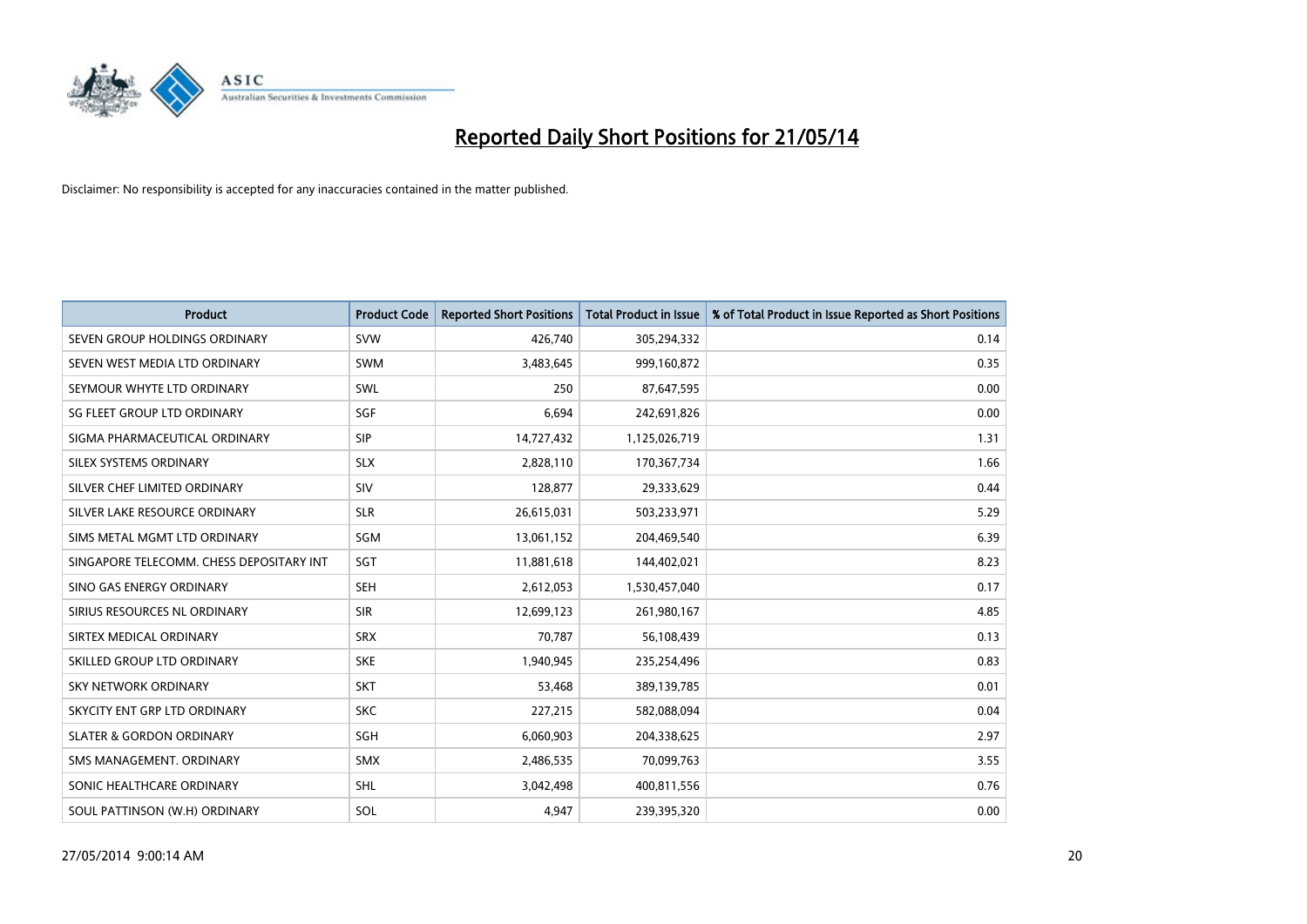# Reported Daily Short Positions for 21/05/14

Disclaimer: No responsibility is accepted for any inaccuracies contained in the matter published.

| Product | Product Code | Reported Short Positions | Total Product in Issue | % of Total Product in Issue Reported as Short Positions |
|---|---|---|---|---|
| SEVEN GROUP HOLDINGS ORDINARY | SVW | 426,740 | 305,294,332 | 0.14 |
| SEVEN WEST MEDIA LTD ORDINARY | SWM | 3,483,645 | 999,160,872 | 0.35 |
| SEYMOUR WHYTE LTD ORDINARY | SWL | 250 | 87,647,595 | 0.00 |
| SG FLEET GROUP LTD ORDINARY | SGF | 6,694 | 242,691,826 | 0.00 |
| SIGMA PHARMACEUTICAL ORDINARY | SIP | 14,727,432 | 1,125,026,719 | 1.31 |
| SILEX SYSTEMS ORDINARY | SLX | 2,828,110 | 170,367,734 | 1.66 |
| SILVER CHEF LIMITED ORDINARY | SIV | 128,877 | 29,333,629 | 0.44 |
| SILVER LAKE RESOURCE ORDINARY | SLR | 26,615,031 | 503,233,971 | 5.29 |
| SIMS METAL MGMT LTD ORDINARY | SGM | 13,061,152 | 204,469,540 | 6.39 |
| SINGAPORE TELECOMM. CHESS DEPOSITARY INT | SGT | 11,881,618 | 144,402,021 | 8.23 |
| SINO GAS ENERGY ORDINARY | SEH | 2,612,053 | 1,530,457,040 | 0.17 |
| SIRIUS RESOURCES NL ORDINARY | SIR | 12,699,123 | 261,980,167 | 4.85 |
| SIRTEX MEDICAL ORDINARY | SRX | 70,787 | 56,108,439 | 0.13 |
| SKILLED GROUP LTD ORDINARY | SKE | 1,940,945 | 235,254,496 | 0.83 |
| SKY NETWORK ORDINARY | SKT | 53,468 | 389,139,785 | 0.01 |
| SKYCITY ENT GRP LTD ORDINARY | SKC | 227,215 | 582,088,094 | 0.04 |
| SLATER & GORDON ORDINARY | SGH | 6,060,903 | 204,338,625 | 2.97 |
| SMS MANAGEMENT. ORDINARY | SMX | 2,486,535 | 70,099,763 | 3.55 |
| SONIC HEALTHCARE ORDINARY | SHL | 3,042,498 | 400,811,556 | 0.76 |
| SOUL PATTINSON (W.H) ORDINARY | SOL | 4,947 | 239,395,320 | 0.00 |

27/05/2014 9:00:14 AM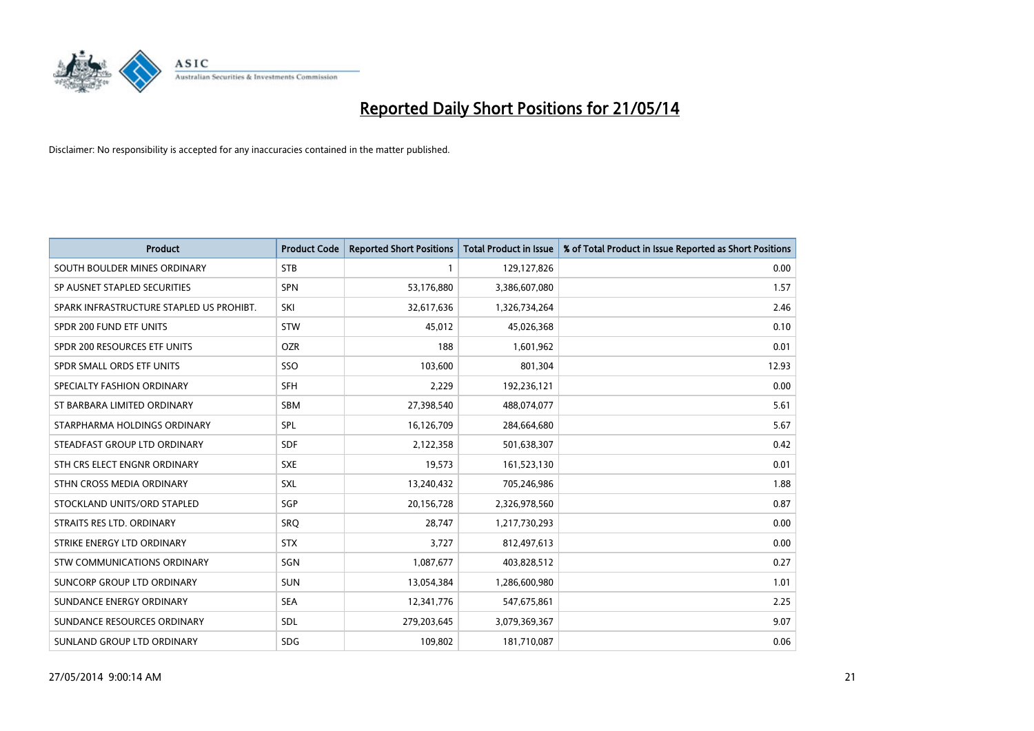# Reported Daily Short Positions for 21/05/14

Disclaimer: No responsibility is accepted for any inaccuracies contained in the matter published.

| Product | Product Code | Reported Short Positions | Total Product in Issue | % of Total Product in Issue Reported as Short Positions |
|---|---|---|---|---|
| SOUTH BOULDER MINES ORDINARY | STB | 1 | 129,127,826 | 0.00 |
| SP AUSNET STAPLED SECURITIES | SPN | 53,176,880 | 3,386,607,080 | 1.57 |
| SPARK INFRASTRUCTURE STAPLED US PROHIBT. | SKI | 32,617,636 | 1,326,734,264 | 2.46 |
| SPDR 200 FUND ETF UNITS | STW | 45,012 | 45,026,368 | 0.10 |
| SPDR 200 RESOURCES ETF UNITS | OZR | 188 | 1,601,962 | 0.01 |
| SPDR SMALL ORDS ETF UNITS | SSO | 103,600 | 801,304 | 12.93 |
| SPECIALTY FASHION ORDINARY | SFH | 2,229 | 192,236,121 | 0.00 |
| ST BARBARA LIMITED ORDINARY | SBM | 27,398,540 | 488,074,077 | 5.61 |
| STARPHARMA HOLDINGS ORDINARY | SPL | 16,126,709 | 284,664,680 | 5.67 |
| STEADFAST GROUP LTD ORDINARY | SDF | 2,122,358 | 501,638,307 | 0.42 |
| STH CRS ELECT ENGNR ORDINARY | SXE | 19,573 | 161,523,130 | 0.01 |
| STHN CROSS MEDIA ORDINARY | SXL | 13,240,432 | 705,246,986 | 1.88 |
| STOCKLAND UNITS/ORD STAPLED | SGP | 20,156,728 | 2,326,978,560 | 0.87 |
| STRAITS RES LTD. ORDINARY | SRQ | 28,747 | 1,217,730,293 | 0.00 |
| STRIKE ENERGY LTD ORDINARY | STX | 3,727 | 812,497,613 | 0.00 |
| STW COMMUNICATIONS ORDINARY | SGN | 1,087,677 | 403,828,512 | 0.27 |
| SUNCORP GROUP LTD ORDINARY | SUN | 13,054,384 | 1,286,600,980 | 1.01 |
| SUNDANCE ENERGY ORDINARY | SEA | 12,341,776 | 547,675,861 | 2.25 |
| SUNDANCE RESOURCES ORDINARY | SDL | 279,203,645 | 3,079,369,367 | 9.07 |
| SUNLAND GROUP LTD ORDINARY | SDG | 109,802 | 181,710,087 | 0.06 |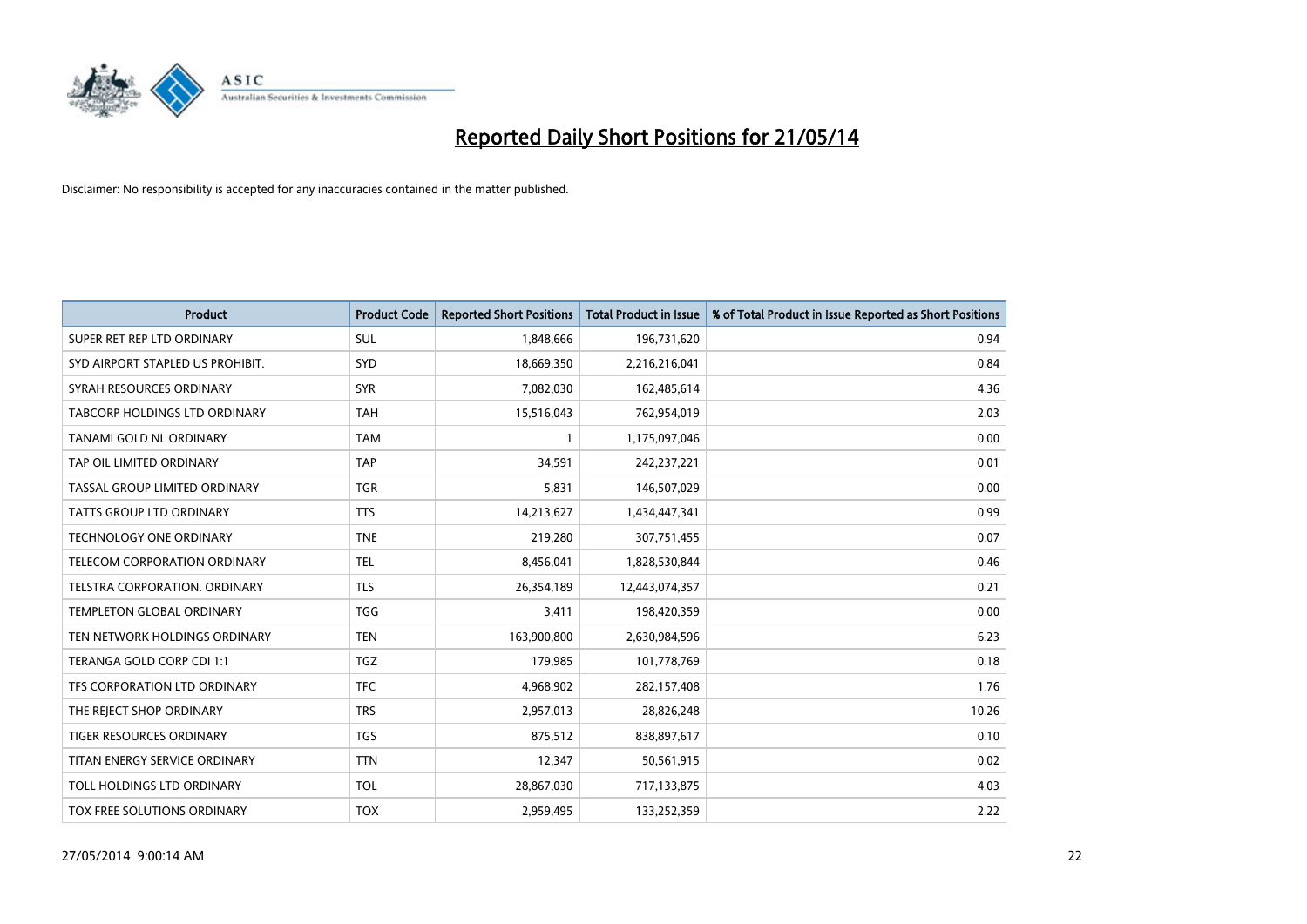# Reported Daily Short Positions for 21/05/14

Disclaimer: No responsibility is accepted for any inaccuracies contained in the matter published.

| Product | Product Code | Reported Short Positions | Total Product in Issue | % of Total Product in Issue Reported as Short Positions |
|---|---|---|---|---|
| SUPER RET REP LTD ORDINARY | SUL | 1,848,666 | 196,731,620 | 0.94 |
| SYD AIRPORT STAPLED US PROHIBIT. | SYD | 18,669,350 | 2,216,216,041 | 0.84 |
| SYRAH RESOURCES ORDINARY | SYR | 7,082,030 | 162,485,614 | 4.36 |
| TABCORP HOLDINGS LTD ORDINARY | TAH | 15,516,043 | 762,954,019 | 2.03 |
| TANAMI GOLD NL ORDINARY | TAM | 1 | 1,175,097,046 | 0.00 |
| TAP OIL LIMITED ORDINARY | TAP | 34,591 | 242,237,221 | 0.01 |
| TASSAL GROUP LIMITED ORDINARY | TGR | 5,831 | 146,507,029 | 0.00 |
| TATTS GROUP LTD ORDINARY | TTS | 14,213,627 | 1,434,447,341 | 0.99 |
| TECHNOLOGY ONE ORDINARY | TNE | 219,280 | 307,751,455 | 0.07 |
| TELECOM CORPORATION ORDINARY | TEL | 8,456,041 | 1,828,530,844 | 0.46 |
| TELSTRA CORPORATION. ORDINARY | TLS | 26,354,189 | 12,443,074,357 | 0.21 |
| TEMPLETON GLOBAL ORDINARY | TGG | 3,411 | 198,420,359 | 0.00 |
| TEN NETWORK HOLDINGS ORDINARY | TEN | 163,900,800 | 2,630,984,596 | 6.23 |
| TERANGA GOLD CORP CDI 1:1 | TGZ | 179,985 | 101,778,769 | 0.18 |
| TFS CORPORATION LTD ORDINARY | TFC | 4,968,902 | 282,157,408 | 1.76 |
| THE REJECT SHOP ORDINARY | TRS | 2,957,013 | 28,826,248 | 10.26 |
| TIGER RESOURCES ORDINARY | TGS | 875,512 | 838,897,617 | 0.10 |
| TITAN ENERGY SERVICE ORDINARY | TTN | 12,347 | 50,561,915 | 0.02 |
| TOLL HOLDINGS LTD ORDINARY | TOL | 28,867,030 | 717,133,875 | 4.03 |
| TOX FREE SOLUTIONS ORDINARY | TOX | 2,959,495 | 133,252,359 | 2.22 |

27/05/2014 9:00:14 AM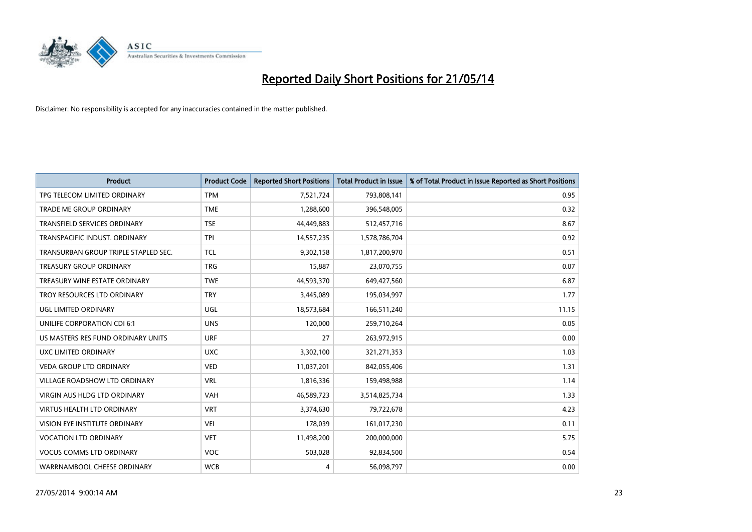# Reported Daily Short Positions for 21/05/14

Disclaimer: No responsibility is accepted for any inaccuracies contained in the matter published.

| Product | Product Code | Reported Short Positions | Total Product in Issue | % of Total Product in Issue Reported as Short Positions |
| --- | --- | --- | --- | --- |
| TPG TELECOM LIMITED ORDINARY | TPM | 7,521,724 | 793,808,141 | 0.95 |
| TRADE ME GROUP ORDINARY | TME | 1,288,600 | 396,548,005 | 0.32 |
| TRANSFIELD SERVICES ORDINARY | TSE | 44,449,883 | 512,457,716 | 8.67 |
| TRANSPACIFIC INDUST. ORDINARY | TPI | 14,557,235 | 1,578,786,704 | 0.92 |
| TRANSURBAN GROUP TRIPLE STAPLED SEC. | TCL | 9,302,158 | 1,817,200,970 | 0.51 |
| TREASURY GROUP ORDINARY | TRG | 15,887 | 23,070,755 | 0.07 |
| TREASURY WINE ESTATE ORDINARY | TWE | 44,593,370 | 649,427,560 | 6.87 |
| TROY RESOURCES LTD ORDINARY | TRY | 3,445,089 | 195,034,997 | 1.77 |
| UGL LIMITED ORDINARY | UGL | 18,573,684 | 166,511,240 | 11.15 |
| UNILIFE CORPORATION CDI 6:1 | UNS | 120,000 | 259,710,264 | 0.05 |
| US MASTERS RES FUND ORDINARY UNITS | URF | 27 | 263,972,915 | 0.00 |
| UXC LIMITED ORDINARY | UXC | 3,302,100 | 321,271,353 | 1.03 |
| VEDA GROUP LTD ORDINARY | VED | 11,037,201 | 842,055,406 | 1.31 |
| VILLAGE ROADSHOW LTD ORDINARY | VRL | 1,816,336 | 159,498,988 | 1.14 |
| VIRGIN AUS HLDG LTD ORDINARY | VAH | 46,589,723 | 3,514,825,734 | 1.33 |
| VIRTUS HEALTH LTD ORDINARY | VRT | 3,374,630 | 79,722,678 | 4.23 |
| VISION EYE INSTITUTE ORDINARY | VEI | 178,039 | 161,017,230 | 0.11 |
| VOCATION LTD ORDINARY | VET | 11,498,200 | 200,000,000 | 5.75 |
| VOCUS COMMS LTD ORDINARY | VOC | 503,028 | 92,834,500 | 0.54 |
| WARRNAMBOOL CHEESE ORDINARY | WCB | 4 | 56,098,797 | 0.00 |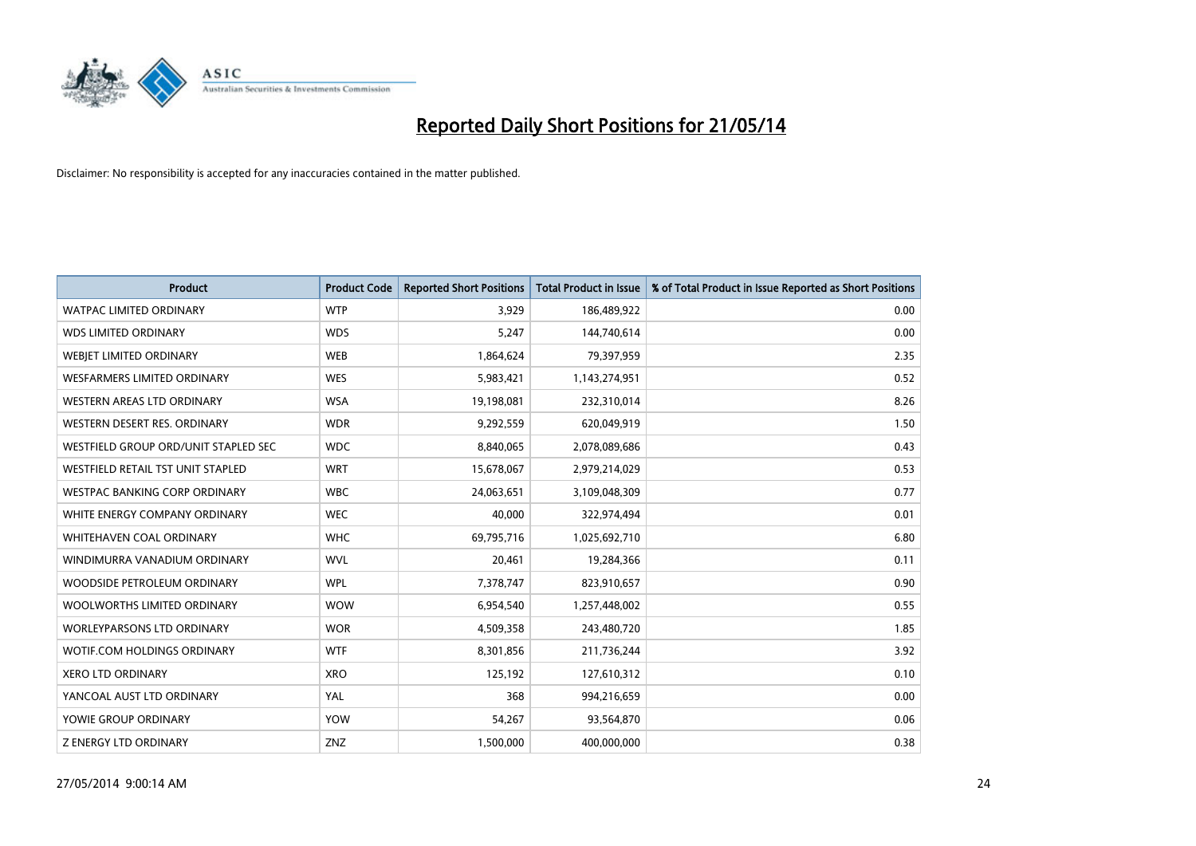# Reported Daily Short Positions for 21/05/14

Disclaimer: No responsibility is accepted for any inaccuracies contained in the matter published.

| Product | Product Code | Reported Short Positions | Total Product in Issue | % of Total Product in Issue Reported as Short Positions |
|---|---|---|---|---|
| WATPAC LIMITED ORDINARY | WTP | 3,929 | 186,489,922 | 0.00 |
| WDS LIMITED ORDINARY | WDS | 5,247 | 144,740,614 | 0.00 |
| WEBJET LIMITED ORDINARY | WEB | 1,864,624 | 79,397,959 | 2.35 |
| WESFARMERS LIMITED ORDINARY | WES | 5,983,421 | 1,143,274,951 | 0.52 |
| WESTERN AREAS LTD ORDINARY | WSA | 19,198,081 | 232,310,014 | 8.26 |
| WESTERN DESERT RES. ORDINARY | WDR | 9,292,559 | 620,049,919 | 1.50 |
| WESTFIELD GROUP ORD/UNIT STAPLED SEC | WDC | 8,840,065 | 2,078,089,686 | 0.43 |
| WESTFIELD RETAIL TST UNIT STAPLED | WRT | 15,678,067 | 2,979,214,029 | 0.53 |
| WESTPAC BANKING CORP ORDINARY | WBC | 24,063,651 | 3,109,048,309 | 0.77 |
| WHITE ENERGY COMPANY ORDINARY | WEC | 40,000 | 322,974,494 | 0.01 |
| WHITEHAVEN COAL ORDINARY | WHC | 69,795,716 | 1,025,692,710 | 6.80 |
| WINDIMURRA VANADIUM ORDINARY | WVL | 20,461 | 19,284,366 | 0.11 |
| WOODSIDE PETROLEUM ORDINARY | WPL | 7,378,747 | 823,910,657 | 0.90 |
| WOOLWORTHS LIMITED ORDINARY | WOW | 6,954,540 | 1,257,448,002 | 0.55 |
| WORLEYPARSONS LTD ORDINARY | WOR | 4,509,358 | 243,480,720 | 1.85 |
| WOTIF.COM HOLDINGS ORDINARY | WTF | 8,301,856 | 211,736,244 | 3.92 |
| XERO LTD ORDINARY | XRO | 125,192 | 127,610,312 | 0.10 |
| YANCOAL AUST LTD ORDINARY | YAL | 368 | 994,216,659 | 0.00 |
| YOWIE GROUP ORDINARY | YOW | 54,267 | 93,564,870 | 0.06 |
| Z ENERGY LTD ORDINARY | ZNZ | 1,500,000 | 400,000,000 | 0.38 |

27/05/2014 9:00:14 AM